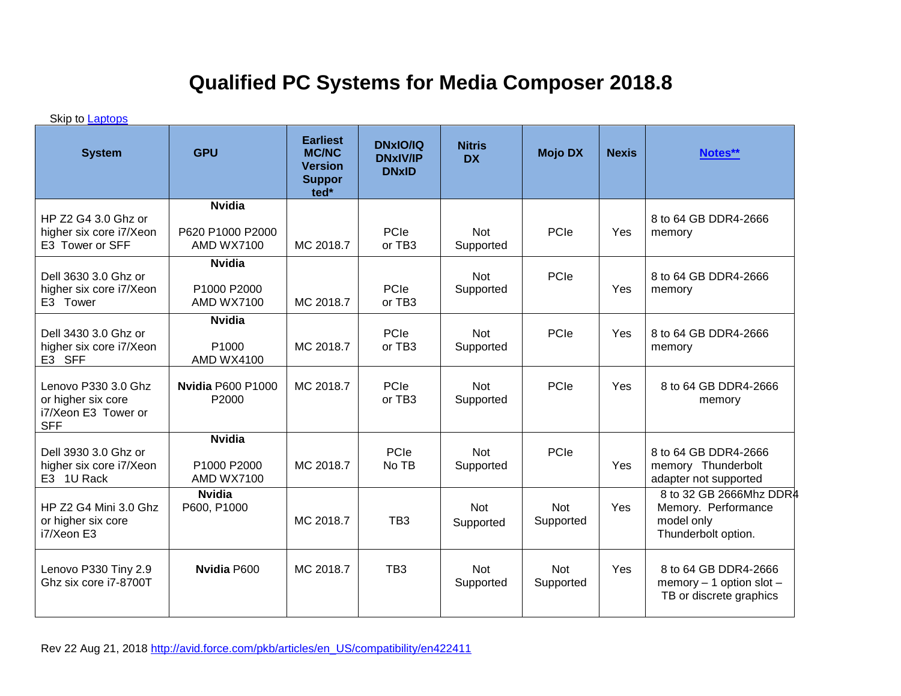# Qualified PC Systems for Media Composer 2018.8

Skip to Laptops

| System | GPU | Earliest MC/NC Version Supported* | DNxIO/IQ DNxIV/IP DNxID | Nitris DX | Mojo DX | Nexis | Notes** |
|---|---|---|---|---|---|---|---|
| HP Z2 G4 3.0 Ghz or higher six core i7/Xeon E3 Tower or SFF | **Nvidia** P620 P1000 P2000 AMD WX7100 | MC 2018.7 | PCIe or TB3 | Not Supported | PCIe | Yes | 8 to 64 GB DDR4-2666 memory |
| Dell 3630 3.0 Ghz or higher six core i7/Xeon E3 Tower | **Nvidia** P1000 P2000 AMD WX7100 | MC 2018.7 | PCIe or TB3 | Not Supported | PCIe | Yes | 8 to 64 GB DDR4-2666 memory |
| Dell 3430 3.0 Ghz or higher six core i7/Xeon E3 SFF | **Nvidia** P1000 AMD WX4100 | MC 2018.7 | PCIe or TB3 | Not Supported | PCIe | Yes | 8 to 64 GB DDR4-2666 memory |
| Lenovo P330 3.0 Ghz or higher six core i7/Xeon E3 Tower or SFF | **Nvidia** P600 P1000 P2000 | MC 2018.7 | PCIe or TB3 | Not Supported | PCIe | Yes | 8 to 64 GB DDR4-2666 memory |
| Dell 3930 3.0 Ghz or higher six core i7/Xeon E3 1U Rack | **Nvidia** P1000 P2000 AMD WX7100 | MC 2018.7 | PCIe No TB | Not Supported | PCIe | Yes | 8 to 64 GB DDR4-2666 memory Thunderbolt adapter not supported |
| HP Z2 G4 Mini 3.0 Ghz or higher six core i7/Xeon E3 | **Nvidia** P600, P1000 | MC 2018.7 | TB3 | Not Supported | Not Supported | Yes | 8 to 32 GB 2666Mhz DDR4 Memory. Performance model only Thunderbolt option. |
| Lenovo P330 Tiny 2.9 Ghz six core i7-8700T | **Nvidia** P600 | MC 2018.7 | TB3 | Not Supported | Not Supported | Yes | 8 to 64 GB DDR4-2666 memory – 1 option slot – TB or discrete graphics |

Rev 22 Aug 21, 2018 http://avid.force.com/pkb/articles/en_US/compatibility/en422411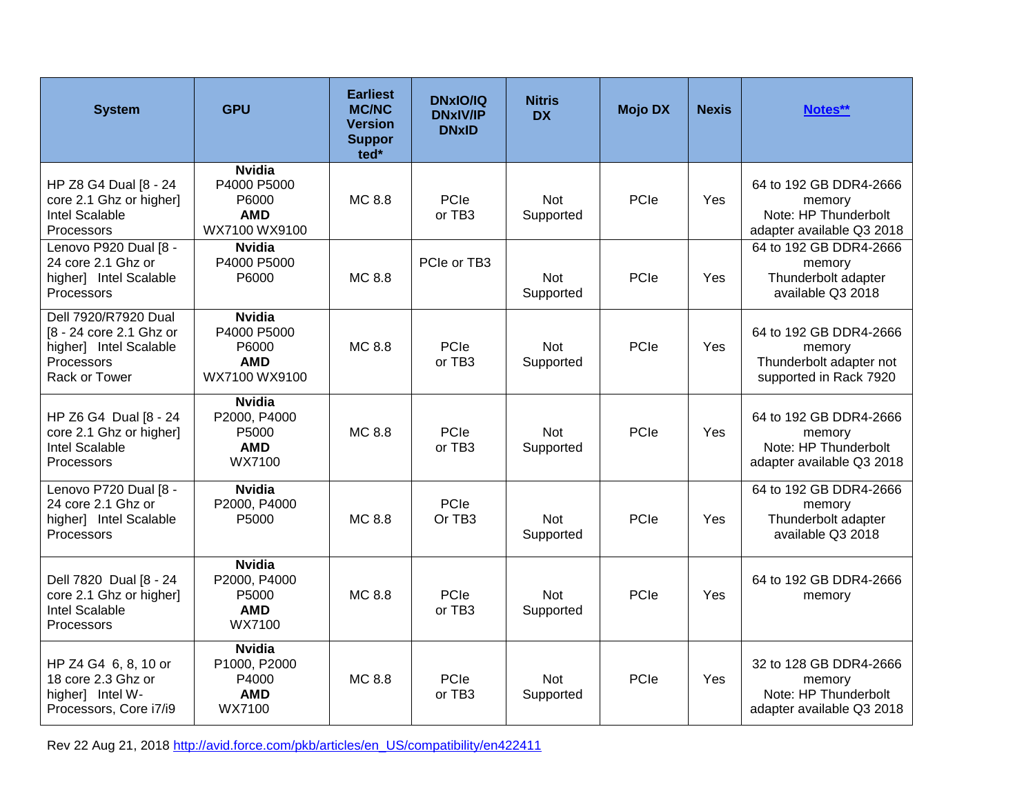| System | GPU | Earliest MC/NC Version Supported* | DNxIO/IQ DNxIV/IP DNxID | Nitris DX | Mojo DX | Nexis | Notes** |
|---|---|---|---|---|---|---|---|
| HP Z8 G4 Dual [8 - 24 core 2.1 Ghz or higher] Intel Scalable Processors | **Nvidia** P4000 P5000 P6000 **AMD** WX7100 WX9100 | MC 8.8 | PCIe or TB3 | Not Supported | PCIe | Yes | 64 to 192 GB DDR4-2666 memory Note: HP Thunderbolt adapter available Q3 2018 |
| Lenovo P920 Dual [8 - 24 core 2.1 Ghz or higher] Intel Scalable Processors | **Nvidia** P4000 P5000 P6000 | MC 8.8 | PCIe or TB3 | Not Supported | PCIe | Yes | 64 to 192 GB DDR4-2666 memory Thunderbolt adapter available Q3 2018 |
| Dell 7920/R7920 Dual [8 - 24 core 2.1 Ghz or higher] Intel Scalable Processors Rack or Tower | **Nvidia** P4000 P5000 P6000 **AMD** WX7100 WX9100 | MC 8.8 | PCIe or TB3 | Not Supported | PCIe | Yes | 64 to 192 GB DDR4-2666 memory Thunderbolt adapter not supported in Rack 7920 |
| HP Z6 G4 Dual [8 - 24 core 2.1 Ghz or higher] Intel Scalable Processors | **Nvidia** P2000, P4000 P5000 **AMD** WX7100 | MC 8.8 | PCIe or TB3 | Not Supported | PCIe | Yes | 64 to 192 GB DDR4-2666 memory Note: HP Thunderbolt adapter available Q3 2018 |
| Lenovo P720 Dual [8 - 24 core 2.1 Ghz or higher] Intel Scalable Processors | **Nvidia** P2000, P4000 P5000 | MC 8.8 | PCIe Or TB3 | Not Supported | PCIe | Yes | 64 to 192 GB DDR4-2666 memory Thunderbolt adapter available Q3 2018 |
| Dell 7820 Dual [8 - 24 core 2.1 Ghz or higher] Intel Scalable Processors | **Nvidia** P2000, P4000 P5000 **AMD** WX7100 | MC 8.8 | PCIe or TB3 | Not Supported | PCIe | Yes | 64 to 192 GB DDR4-2666 memory |
| HP Z4 G4 6, 8, 10 or 18 core 2.3 Ghz or higher] Intel W-Processors, Core i7/i9 | **Nvidia** P1000, P2000 P4000 **AMD** WX7100 | MC 8.8 | PCIe or TB3 | Not Supported | PCIe | Yes | 32 to 128 GB DDR4-2666 memory Note: HP Thunderbolt adapter available Q3 2018 |

Rev 22 Aug 21, 2018 http://avid.force.com/pkb/articles/en_US/compatibility/en422411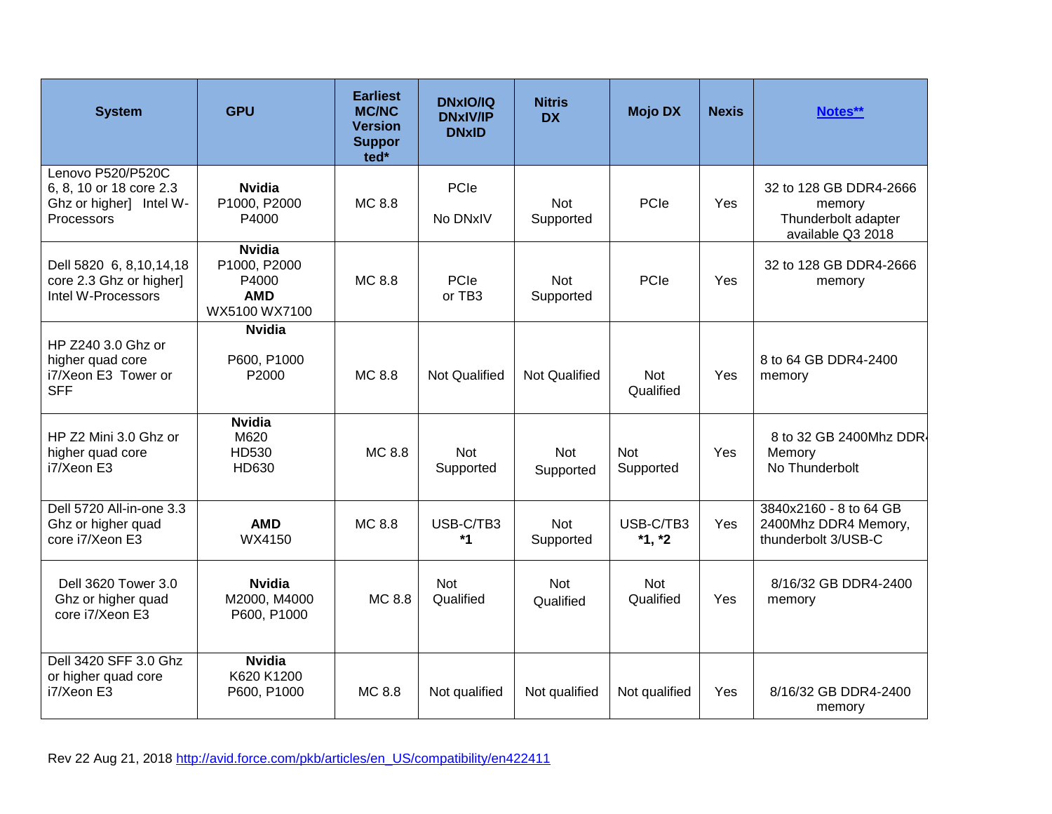| System | GPU | Earliest MC/NC Version Supported* | DNxIO/IQ DNxIV/IP DNxID | Nitris DX | Mojo DX | Nexis | Notes** |
|---|---|---|---|---|---|---|---|
| Lenovo P520/P520C 6, 8, 10 or 18 core 2.3 Ghz or higher] Intel W-Processors | **Nvidia** P1000, P2000 P4000 | MC 8.8 | PCIe No DNxIV | Not Supported | PCIe | Yes | 32 to 128 GB DDR4-2666 memory Thunderbolt adapter available Q3 2018 |
| Dell 5820 6, 8,10,14,18 core 2.3 Ghz or higher] Intel W-Processors | **Nvidia** P1000, P2000 P4000 **AMD** WX5100 WX7100 | MC 8.8 | PCIe or TB3 | Not Supported | PCIe | Yes | 32 to 128 GB DDR4-2666 memory |
| HP Z240 3.0 Ghz or higher quad core i7/Xeon E3 Tower or SFF | **Nvidia** P600, P1000 P2000 | MC 8.8 | Not Qualified | Not Qualified | Not Qualified | Yes | 8 to 64 GB DDR4-2400 memory |
| HP Z2 Mini 3.0 Ghz or higher quad core i7/Xeon E3 | **Nvidia** M620 HD530 HD630 | MC 8.8 | Not Supported | Not Supported | Not Supported | Yes | 8 to 32 GB 2400Mhz DDR4 Memory No Thunderbolt |
| Dell 5720 All-in-one 3.3 Ghz or higher quad core i7/Xeon E3 | **AMD** WX4150 | MC 8.8 | USB-C/TB3 ***1** | Not Supported | USB-C/TB3 ***1, *2** | Yes | 3840x2160 - 8 to 64 GB 2400Mhz DDR4 Memory, thunderbolt 3/USB-C |
| Dell 3620 Tower 3.0 Ghz or higher quad core i7/Xeon E3 | **Nvidia** M2000, M4000 P600, P1000 | MC 8.8 | Not Qualified | Not Qualified | Not Qualified | Yes | 8/16/32 GB DDR4-2400 memory |
| Dell 3420 SFF 3.0 Ghz or higher quad core i7/Xeon E3 | **Nvidia** K620 K1200 P600, P1000 | MC 8.8 | Not qualified | Not qualified | Not qualified | Yes | 8/16/32 GB DDR4-2400 memory |

Rev 22 Aug 21, 2018 http://avid.force.com/pkb/articles/en_US/compatibility/en422411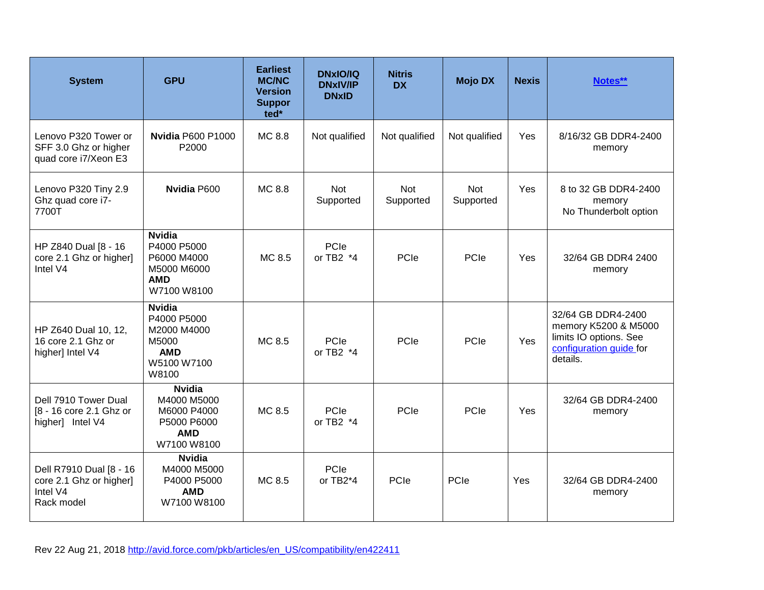| System | GPU | Earliest MC/NC Version Supported* | DNxIO/IQ DNxIV/IP DNxID | Nitris DX | Mojo DX | Nexis | [Notes**]() |
|---|---|---|---|---|---|---|---|
| Lenovo P320 Tower or SFF 3.0 Ghz or higher quad core i7/Xeon E3 | **Nvidia** P600 P1000 P2000 | MC 8.8 | Not qualified | Not qualified | Not qualified | Yes | 8/16/32 GB DDR4-2400 memory |
| Lenovo P320 Tiny 2.9 Ghz quad core i7-7700T | **Nvidia** P600 | MC 8.8 | Not Supported | Not Supported | Not Supported | Yes | 8 to 32 GB DDR4-2400 memory<br>No Thunderbolt option |
| HP Z840 Dual [8 - 16 core 2.1 Ghz or higher] Intel V4 | **Nvidia**<br>P4000 P5000 P6000 M4000 M5000 M6000<br>**AMD**<br>W7100 W8100 | MC 8.5 | PCIe or TB2 *4 | PCIe | PCIe | Yes | 32/64 GB DDR4 2400 memory |
| HP Z640 Dual 10, 12, 16 core 2.1 Ghz or higher] Intel V4 | **Nvidia**<br>P4000 P5000 M2000 M4000 M5000<br>**AMD**<br>W5100 W7100 W8100 | MC 8.5 | PCIe or TB2 *4 | PCIe | PCIe | Yes | 32/64 GB DDR4-2400 memory K5200 & M5000 limits IO options. See [configuration guide]() for details. |
| Dell 7910 Tower Dual [8 - 16 core 2.1 Ghz or higher] Intel V4 | **Nvidia**<br>M4000 M5000 M6000 P4000 P5000 P6000<br>**AMD**<br>W7100 W8100 | MC 8.5 | PCIe or TB2 *4 | PCIe | PCIe | Yes | 32/64 GB DDR4-2400 memory |
| Dell R7910 Dual [8 - 16 core 2.1 Ghz or higher] Intel V4<br>Rack model | **Nvidia**<br>M4000 M5000 P4000 P5000<br>**AMD**<br>W7100 W8100 | MC 8.5 | PCIe or TB2*4 | PCIe | PCIe | Yes | 32/64 GB DDR4-2400 memory |

Rev 22 Aug 21, 2018 [http://avid.force.com/pkb/articles/en_US/compatibility/en422411](http://avid.force.com/pkb/articles/en_US/compatibility/en422411)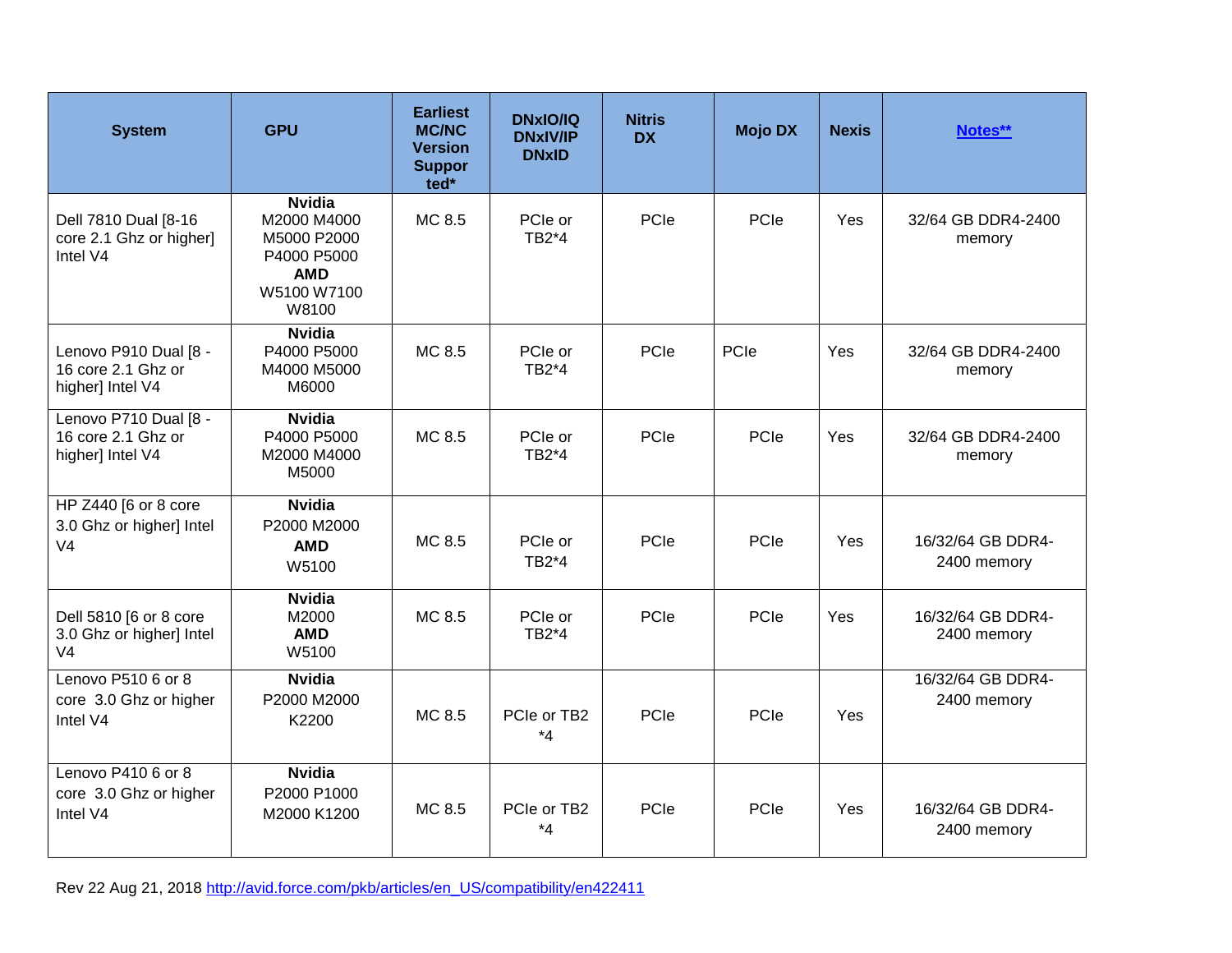| System | GPU | Earliest MC/NC Version Supported* | DNxIO/IQ DNxIV/IP DNxID | Nitris DX | Mojo DX | Nexis | Notes** |
|---|---|---|---|---|---|---|---|
| Dell 7810 Dual [8-16 core 2.1 Ghz or higher] Intel V4 | **Nvidia** M2000 M4000 M5000 P2000 P4000 P5000 **AMD** W5100 W7100 W8100 | MC 8.5 | PCIe or TB2*4 | PCIe | PCIe | Yes | 32/64 GB DDR4-2400 memory |
| Lenovo P910 Dual [8 - 16 core 2.1 Ghz or higher] Intel V4 | **Nvidia** P4000 P5000 M4000 M5000 M6000 | MC 8.5 | PCIe or TB2*4 | PCIe | PCIe | Yes | 32/64 GB DDR4-2400 memory |
| Lenovo P710 Dual [8 - 16 core 2.1 Ghz or higher] Intel V4 | **Nvidia** P4000 P5000 M2000 M4000 M5000 | MC 8.5 | PCIe or TB2*4 | PCIe | PCIe | Yes | 32/64 GB DDR4-2400 memory |
| HP Z440 [6 or 8 core 3.0 Ghz or higher] Intel V4 | **Nvidia** P2000 M2000 **AMD** W5100 | MC 8.5 | PCIe or TB2*4 | PCIe | PCIe | Yes | 16/32/64 GB DDR4-2400 memory |
| Dell 5810 [6 or 8 core 3.0 Ghz or higher] Intel V4 | **Nvidia** M2000 **AMD** W5100 | MC 8.5 | PCIe or TB2*4 | PCIe | PCIe | Yes | 16/32/64 GB DDR4-2400 memory |
| Lenovo P510 6 or 8 core 3.0 Ghz or higher Intel V4 | **Nvidia** P2000 M2000 K2200 | MC 8.5 | PCIe or TB2 *4 | PCIe | PCIe | Yes | 16/32/64 GB DDR4-2400 memory |
| Lenovo P410 6 or 8 core 3.0 Ghz or higher Intel V4 | **Nvidia** P2000 P1000 M2000 K1200 | MC 8.5 | PCIe or TB2 *4 | PCIe | PCIe | Yes | 16/32/64 GB DDR4-2400 memory |

Rev 22 Aug 21, 2018 http://avid.force.com/pkb/articles/en_US/compatibility/en422411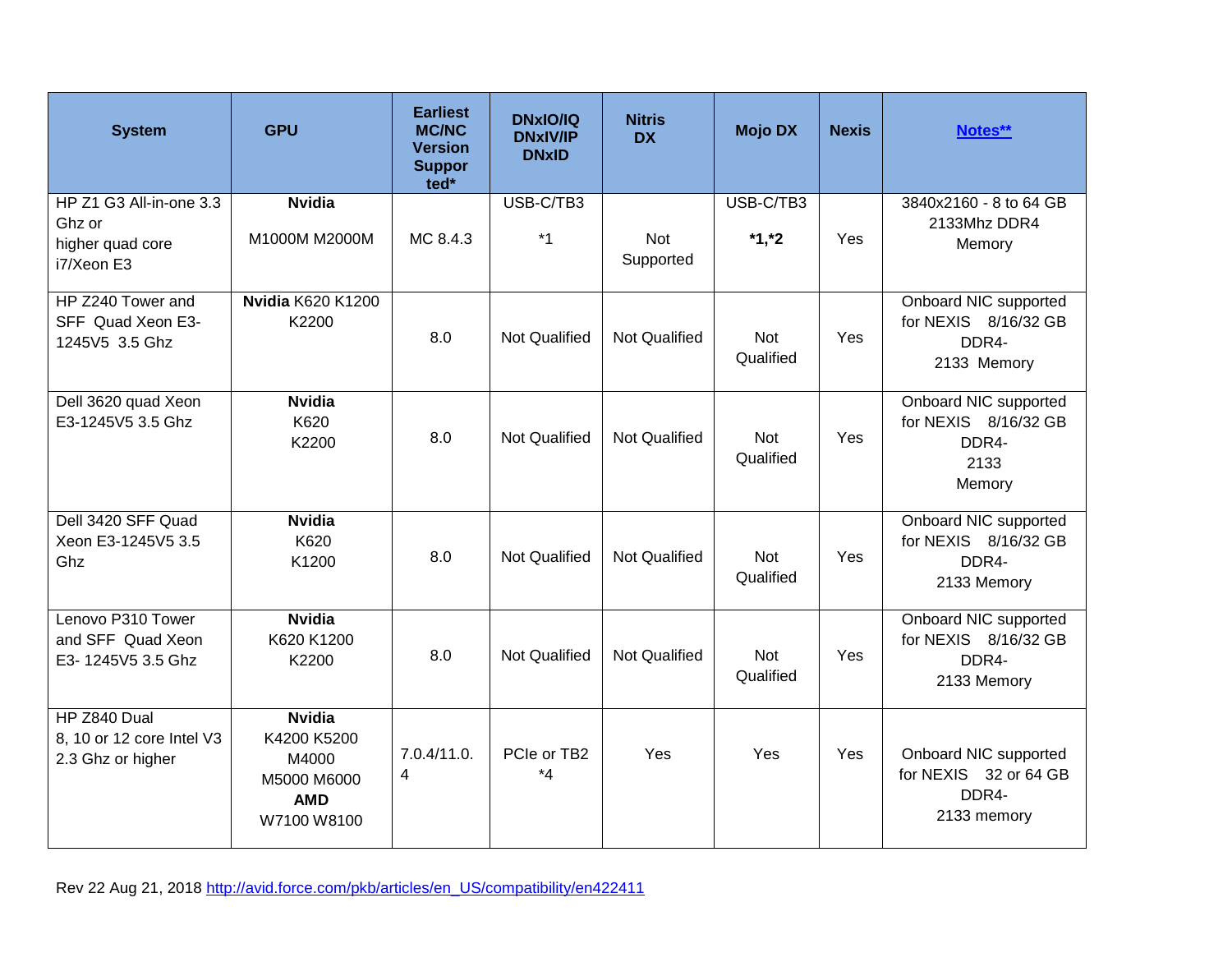| System | GPU | Earliest MC/NC Version Supported* | DNxIO/IQ DNxIV/IP DNxID | Nitris DX | Mojo DX | Nexis | Notes** |
|---|---|---|---|---|---|---|---|
| HP Z1 G3 All-in-one 3.3 Ghz or higher quad core i7/Xeon E3 | **Nvidia** M1000M M2000M | MC 8.4.3 | USB-C/TB3 *1 | Not Supported | USB-C/TB3 **\*1,\*2** | Yes | 3840x2160 - 8 to 64 GB 2133Mhz DDR4 Memory |
| HP Z240 Tower and SFF Quad Xeon E3-1245V5 3.5 Ghz | **Nvidia** K620 K1200 K2200 | 8.0 | Not Qualified | Not Qualified | Not Qualified | Yes | Onboard NIC supported for NEXIS 8/16/32 GB DDR4-2133 Memory |
| Dell 3620 quad Xeon E3-1245V5 3.5 Ghz | **Nvidia** K620 K2200 | 8.0 | Not Qualified | Not Qualified | Not Qualified | Yes | Onboard NIC supported for NEXIS 8/16/32 GB DDR4-2133 Memory |
| Dell 3420 SFF Quad Xeon E3-1245V5 3.5 Ghz | **Nvidia** K620 K1200 | 8.0 | Not Qualified | Not Qualified | Not Qualified | Yes | Onboard NIC supported for NEXIS 8/16/32 GB DDR4-2133 Memory |
| Lenovo P310 Tower and SFF Quad Xeon E3- 1245V5 3.5 Ghz | **Nvidia** K620 K1200 K2200 | 8.0 | Not Qualified | Not Qualified | Not Qualified | Yes | Onboard NIC supported for NEXIS 8/16/32 GB DDR4-2133 Memory |
| HP Z840 Dual 8, 10 or 12 core Intel V3 2.3 Ghz or higher | **Nvidia** K4200 K5200 M4000 M5000 M6000 **AMD** W7100 W8100 | 7.0.4/11.0.4 | PCIe or TB2 *4 | Yes | Yes | Yes | Onboard NIC supported for NEXIS 32 or 64 GB DDR4-2133 memory |

Rev 22 Aug 21, 2018 [http://avid.force.com/pkb/articles/en_US/compatibility/en422411](http://avid.force.com/pkb/articles/en_US/compatibility/en422411)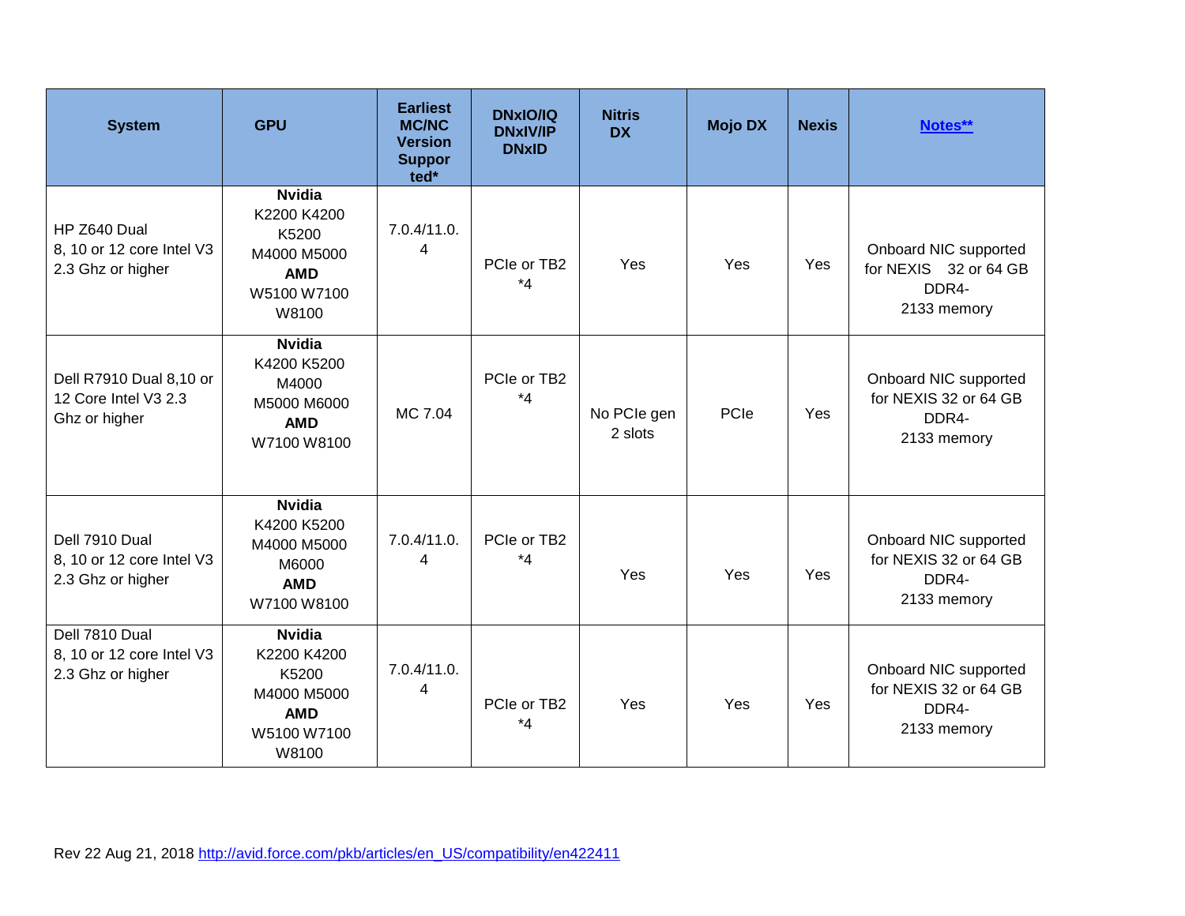| System | GPU | Earliest MC/NC Version Supported* | DNxIO/IQ DNxIV/IP DNxID | Nitris DX | Mojo DX | Nexis | Notes** |
| --- | --- | --- | --- | --- | --- | --- | --- |
| HP Z640 Dual 8, 10 or 12 core Intel V3 2.3 Ghz or higher | **Nvidia** K2200 K4200 K5200 M4000 M5000 **AMD** W5100 W7100 W8100 | 7.0.4/11.0.4 | PCIe or TB2 *4 | Yes | Yes | Yes | Onboard NIC supported for NEXIS 32 or 64 GB DDR4-2133 memory |
| Dell R7910 Dual 8,10 or 12 Core Intel V3 2.3 Ghz or higher | **Nvidia** K4200 K5200 M4000 M5000 M6000 **AMD** W7100 W8100 | MC 7.04 | PCIe or TB2 *4 | No PCIe gen 2 slots | PCIe | Yes | Onboard NIC supported for NEXIS 32 or 64 GB DDR4-2133 memory |
| Dell 7910 Dual 8, 10 or 12 core Intel V3 2.3 Ghz or higher | **Nvidia** K4200 K5200 M4000 M5000 M6000 **AMD** W7100 W8100 | 7.0.4/11.0.4 | PCIe or TB2 *4 | Yes | Yes | Yes | Onboard NIC supported for NEXIS 32 or 64 GB DDR4-2133 memory |
| Dell 7810 Dual 8, 10 or 12 core Intel V3 2.3 Ghz or higher | **Nvidia** K2200 K4200 K5200 M4000 M5000 **AMD** W5100 W7100 W8100 | 7.0.4/11.0.4 | PCIe or TB2 *4 | Yes | Yes | Yes | Onboard NIC supported for NEXIS 32 or 64 GB DDR4-2133 memory |

Rev 22 Aug 21, 2018 http://avid.force.com/pkb/articles/en_US/compatibility/en422411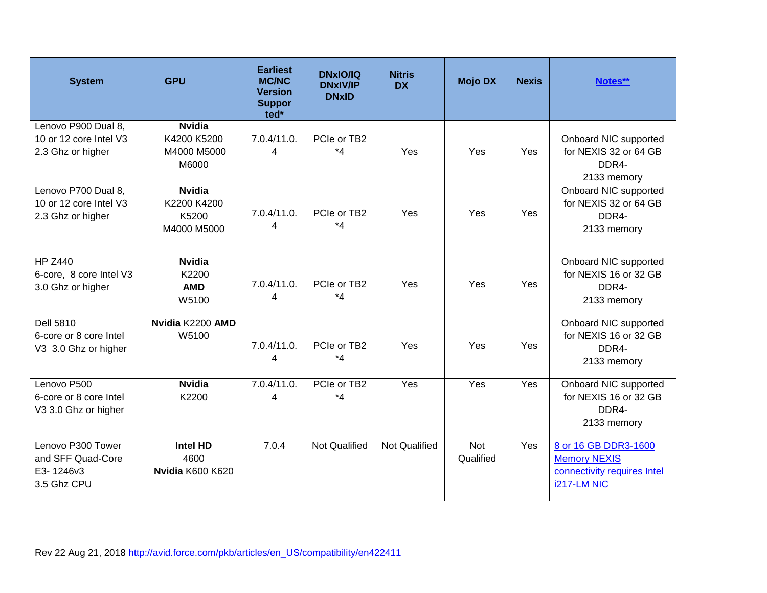| System | GPU | Earliest MC/NC Version Supported* | DNxIO/IQ DNxIV/IP DNxID | Nitris DX | Mojo DX | Nexis | Notes** |
|---|---|---|---|---|---|---|---|
| Lenovo P900 Dual 8, 10 or 12 core Intel V3 2.3 Ghz or higher | **Nvidia** K4200 K5200 M4000 M5000 M6000 | 7.0.4/11.0.4 | PCIe or TB2 *4 | Yes | Yes | Yes | Onboard NIC supported for NEXIS 32 or 64 GB DDR4-2133 memory |
| Lenovo P700 Dual 8, 10 or 12 core Intel V3 2.3 Ghz or higher | **Nvidia** K2200 K4200 K5200 M4000 M5000 | 7.0.4/11.0.4 | PCIe or TB2 *4 | Yes | Yes | Yes | Onboard NIC supported for NEXIS 32 or 64 GB DDR4-2133 memory |
| HP Z440 6-core, 8 core Intel V3 3.0 Ghz or higher | **Nvidia** K2200 **AMD** W5100 | 7.0.4/11.0.4 | PCIe or TB2 *4 | Yes | Yes | Yes | Onboard NIC supported for NEXIS 16 or 32 GB DDR4-2133 memory |
| Dell 5810 6-core or 8 core Intel V3 3.0 Ghz or higher | **Nvidia** K2200 **AMD** W5100 | 7.0.4/11.0.4 | PCIe or TB2 *4 | Yes | Yes | Yes | Onboard NIC supported for NEXIS 16 or 32 GB DDR4-2133 memory |
| Lenovo P500 6-core or 8 core Intel V3 3.0 Ghz or higher | **Nvidia** K2200 | 7.0.4/11.0.4 | PCIe or TB2 *4 | Yes | Yes | Yes | Onboard NIC supported for NEXIS 16 or 32 GB DDR4-2133 memory |
| Lenovo P300 Tower and SFF Quad-Core E3- 1246v3 3.5 Ghz CPU | **Intel HD** 4600 **Nvidia** K600 K620 | 7.0.4 | Not Qualified | Not Qualified | Not Qualified | Yes | 8 or 16 GB DDR3-1600 Memory NEXIS connectivity requires Intel i217-LM NIC |

Rev 22 Aug 21, 2018 http://avid.force.com/pkb/articles/en_US/compatibility/en422411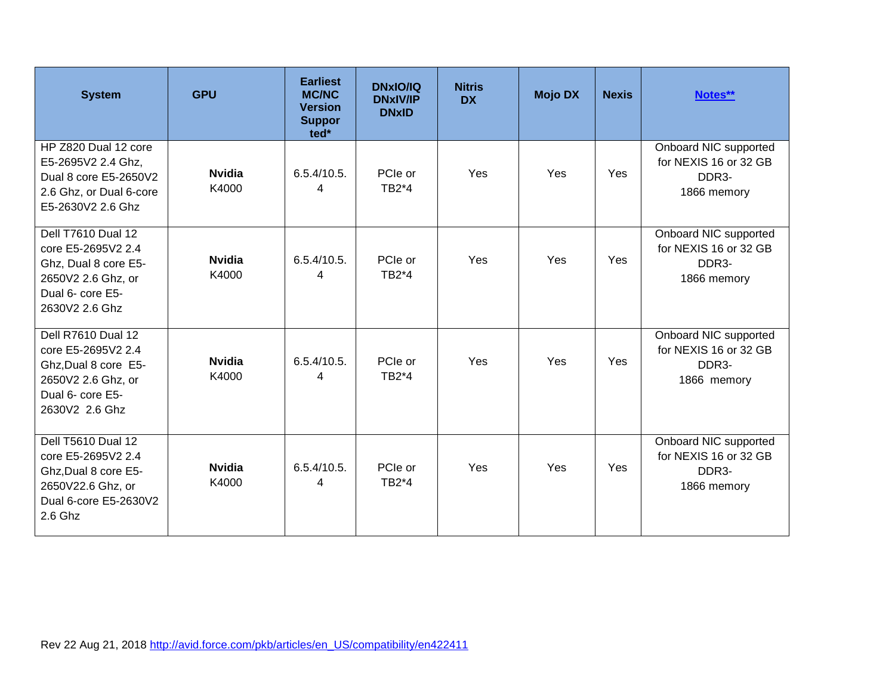| System | GPU | Earliest MC/NC Version Supported* | DNxIO/IQ DNxIV/IP DNxID | Nitris DX | Mojo DX | Nexis | [Notes**](#) |
|---|---|---|---|---|---|---|---|
| HP Z820 Dual 12 core E5-2695V2 2.4 Ghz, Dual 8 core E5-2650V2 2.6 Ghz, or Dual 6-core E5-2630V2 2.6 Ghz | **Nvidia** K4000 | 6.5.4/10.5.4 | PCIe or TB2*4 | Yes | Yes | Yes | Onboard NIC supported for NEXIS 16 or 32 GB DDR3-1866 memory |
| Dell T7610 Dual 12 core E5-2695V2 2.4 Ghz, Dual 8 core E5-2650V2 2.6 Ghz, or Dual 6- core E5-2630V2 2.6 Ghz | **Nvidia** K4000 | 6.5.4/10.5.4 | PCIe or TB2*4 | Yes | Yes | Yes | Onboard NIC supported for NEXIS 16 or 32 GB DDR3-1866 memory |
| Dell R7610 Dual 12 core E5-2695V2 2.4 Ghz,Dual 8 core E5-2650V2 2.6 Ghz, or Dual 6- core E5-2630V2 2.6 Ghz | **Nvidia** K4000 | 6.5.4/10.5.4 | PCIe or TB2*4 | Yes | Yes | Yes | Onboard NIC supported for NEXIS 16 or 32 GB DDR3-1866 memory |
| Dell T5610 Dual 12 core E5-2695V2 2.4 Ghz,Dual 8 core E5-2650V22.6 Ghz, or Dual 6-core E5-2630V2 2.6 Ghz | **Nvidia** K4000 | 6.5.4/10.5.4 | PCIe or TB2*4 | Yes | Yes | Yes | Onboard NIC supported for NEXIS 16 or 32 GB DDR3-1866 memory |

Rev 22 Aug 21, 2018 [http://avid.force.com/pkb/articles/en_US/compatibility/en422411](http://avid.force.com/pkb/articles/en_US/compatibility/en422411)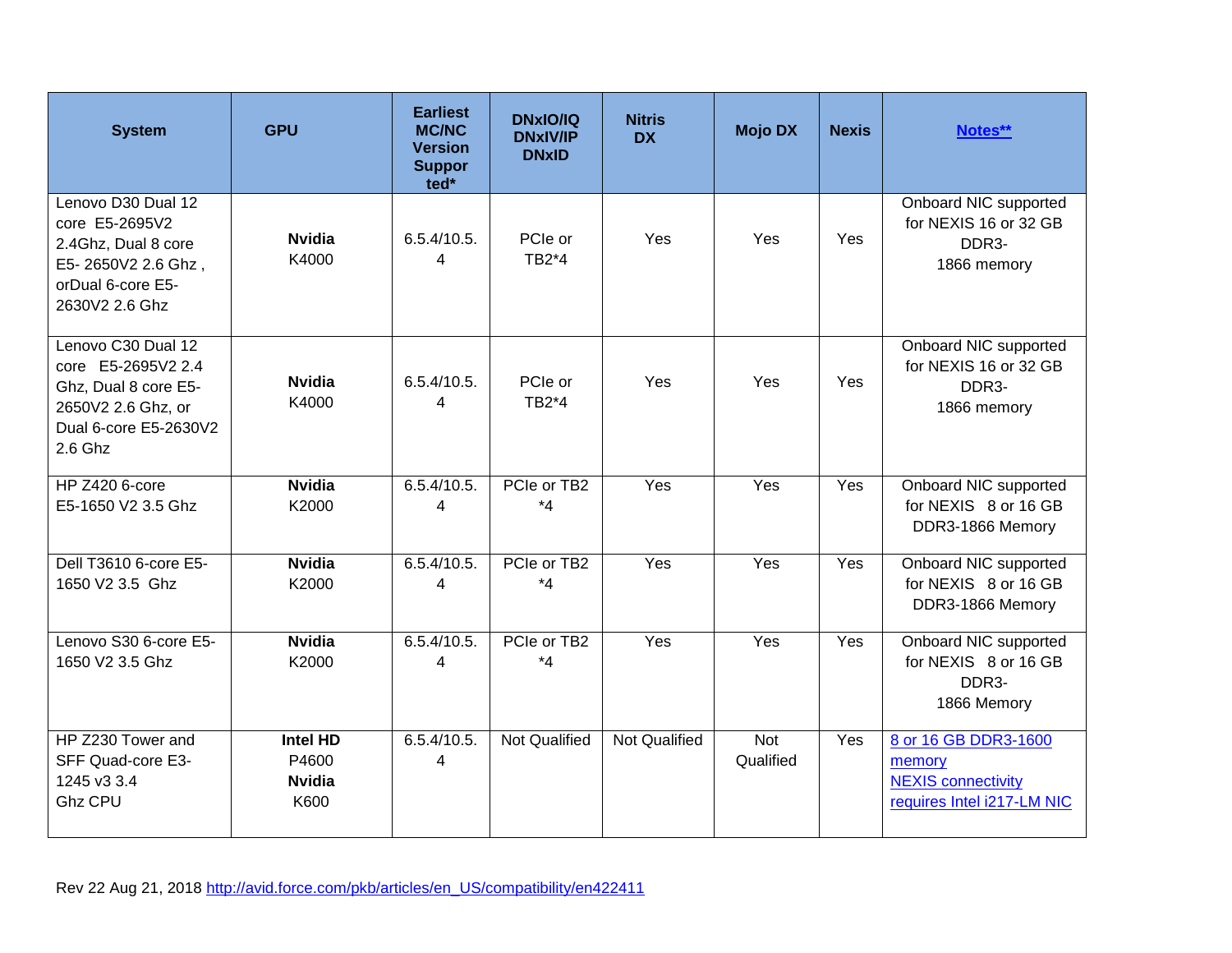| System | GPU | Earliest MC/NC Version Supported* | DNxIO/IQ DNxIV/IP DNxID | Nitris DX | Mojo DX | Nexis | Notes** |
|---|---|---|---|---|---|---|---|
| Lenovo D30 Dual 12 core E5-2695V2 2.4Ghz, Dual 8 core E5- 2650V2 2.6 Ghz , orDual 6-core E5-2630V2 2.6 Ghz | **Nvidia** K4000 | 6.5.4/10.5.4 | PCIe or TB2*4 | Yes | Yes | Yes | Onboard NIC supported for NEXIS 16 or 32 GB DDR3-1866 memory |
| Lenovo C30 Dual 12 core E5-2695V2 2.4 Ghz, Dual 8 core E5-2650V2 2.6 Ghz, or Dual 6-core E5-2630V2 2.6 Ghz | **Nvidia** K4000 | 6.5.4/10.5.4 | PCIe or TB2*4 | Yes | Yes | Yes | Onboard NIC supported for NEXIS 16 or 32 GB DDR3-1866 memory |
| HP Z420 6-core E5-1650 V2 3.5 Ghz | **Nvidia** K2000 | 6.5.4/10.5.4 | PCIe or TB2 *4 | Yes | Yes | Yes | Onboard NIC supported for NEXIS 8 or 16 GB DDR3-1866 Memory |
| Dell T3610 6-core E5-1650 V2 3.5 Ghz | **Nvidia** K2000 | 6.5.4/10.5.4 | PCIe or TB2 *4 | Yes | Yes | Yes | Onboard NIC supported for NEXIS 8 or 16 GB DDR3-1866 Memory |
| Lenovo S30 6-core E5-1650 V2 3.5 Ghz | **Nvidia** K2000 | 6.5.4/10.5.4 | PCIe or TB2 *4 | Yes | Yes | Yes | Onboard NIC supported for NEXIS 8 or 16 GB DDR3-1866 Memory |
| HP Z230 Tower and SFF Quad-core E3-1245 v3 3.4 Ghz CPU | **Intel HD** P4600 **Nvidia** K600 | 6.5.4/10.5.4 | Not Qualified | Not Qualified | Not Qualified | Yes | 8 or 16 GB DDR3-1600 memory NEXIS connectivity requires Intel i217-LM NIC |

Rev 22 Aug 21, 2018 http://avid.force.com/pkb/articles/en_US/compatibility/en422411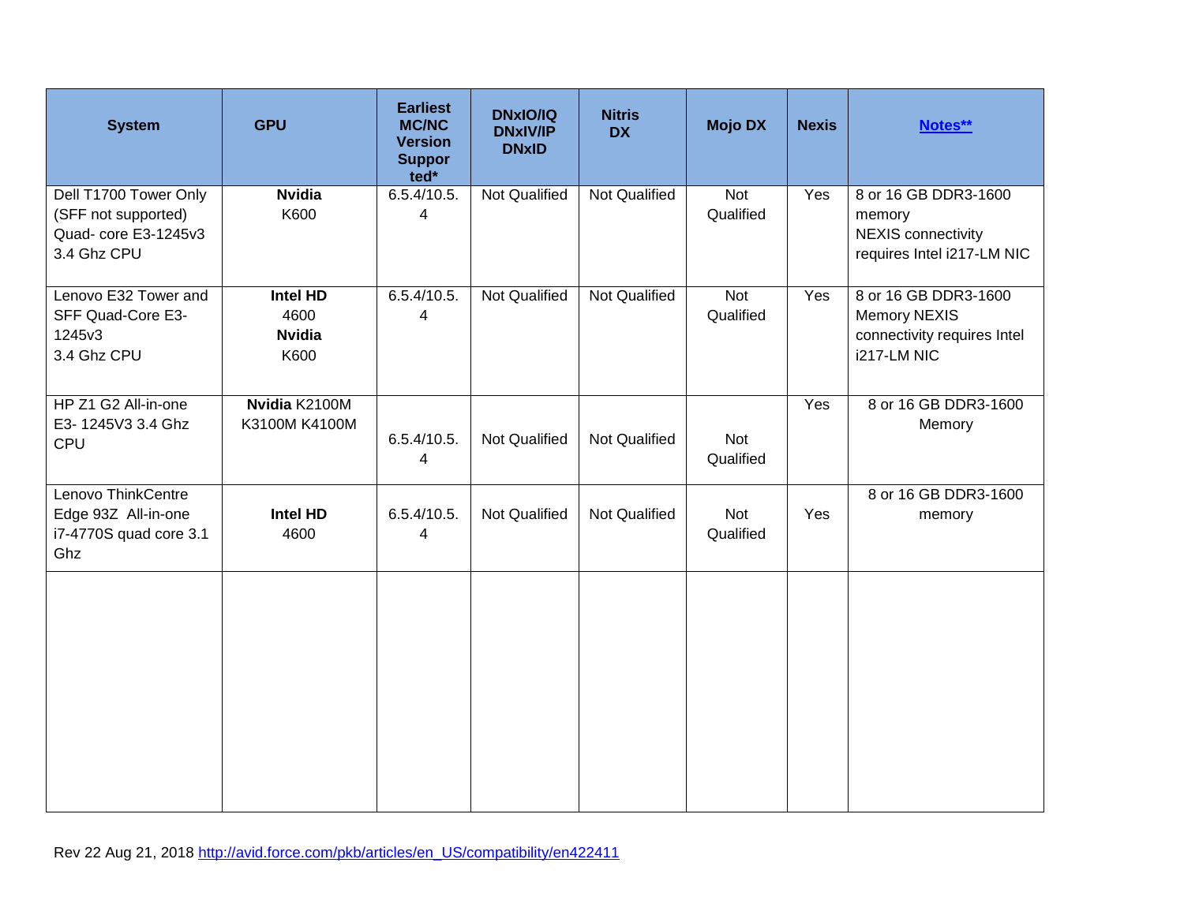| System | GPU | Earliest MC/NC Version Supported* | DNxIO/IQ DNxIV/IP DNxID | Nitris DX | Mojo DX | Nexis | [Notes**]() |
|---|---|---|---|---|---|---|---|
| Dell T1700 Tower Only (SFF not supported) Quad- core E3-1245v3 3.4 Ghz CPU | **Nvidia** K600 | 6.5.4/10.5.4 | Not Qualified | Not Qualified | Not Qualified | Yes | 8 or 16 GB DDR3-1600 memory NEXIS connectivity requires Intel i217-LM NIC |
| Lenovo E32 Tower and SFF Quad-Core E3-1245v3 3.4 Ghz CPU | **Intel HD** 4600 **Nvidia** K600 | 6.5.4/10.5.4 | Not Qualified | Not Qualified | Not Qualified | Yes | 8 or 16 GB DDR3-1600 Memory NEXIS connectivity requires Intel i217-LM NIC |
| HP Z1 G2 All-in-one E3- 1245V3 3.4 Ghz CPU | **Nvidia** K2100M K3100M K4100M | 6.5.4/10.5.4 | Not Qualified | Not Qualified | Not Qualified | Yes | 8 or 16 GB DDR3-1600 Memory |
| Lenovo ThinkCentre Edge 93Z All-in-one i7-4770S quad core 3.1 Ghz | **Intel HD** 4600 | 6.5.4/10.5.4 | Not Qualified | Not Qualified | Not Qualified | Yes | 8 or 16 GB DDR3-1600 memory |
| | | | | | | | |

Rev 22 Aug 21, 2018 http://avid.force.com/pkb/articles/en_US/compatibility/en422411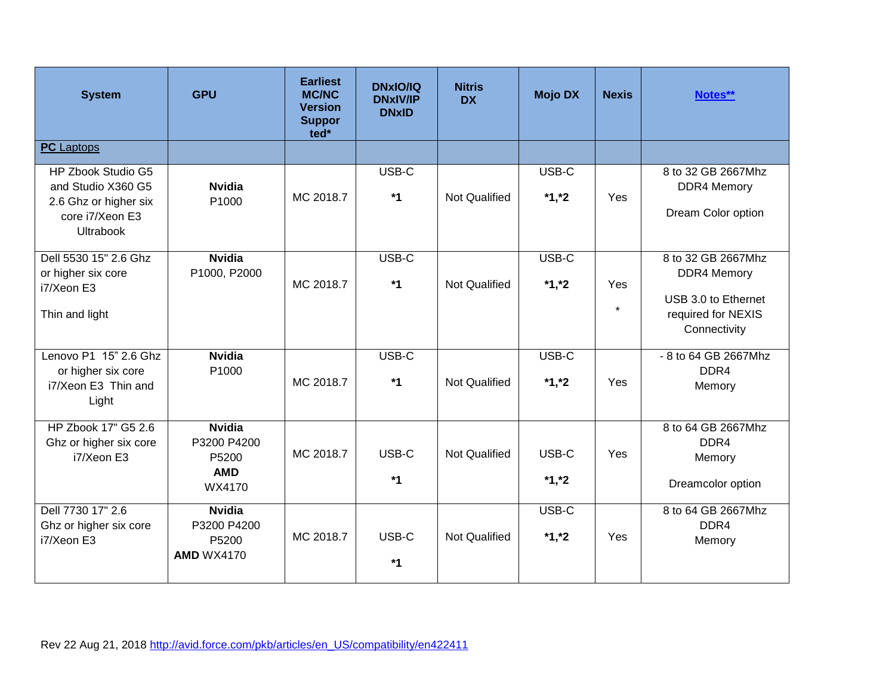| System | GPU | Earliest MC/NC Version Supported* | DNxIO/IQ DNxIV/IP DNxID | Nitris DX | Mojo DX | Nexis | Notes** |
|---|---|---|---|---|---|---|---|
| **PC Laptops** | | | | | | | |
| HP Zbook Studio G5 and Studio X360 G5 2.6 Ghz or higher six core i7/Xeon E3 Ultrabook | **Nvidia** P1000 | MC 2018.7 | USB-C **\*1** | Not Qualified | USB-C **\*1,\*2** | Yes | 8 to 32 GB 2667Mhz DDR4 Memory<br><br>Dream Color option |
| Dell 5530 15" 2.6 Ghz or higher six core i7/Xeon E3<br><br>Thin and light | **Nvidia** P1000, P2000 | MC 2018.7 | USB-C **\*1** | Not Qualified | USB-C **\*1,\*2** | Yes<br><br>* | 8 to 32 GB 2667Mhz DDR4 Memory<br><br>USB 3.0 to Ethernet required for NEXIS Connectivity |
| Lenovo P1 15" 2.6 Ghz or higher six core i7/Xeon E3 Thin and Light | **Nvidia** P1000 | MC 2018.7 | USB-C **\*1** | Not Qualified | USB-C **\*1,\*2** | Yes | - 8 to 64 GB 2667Mhz DDR4 Memory |
| HP Zbook 17" G5 2.6 Ghz or higher six core i7/Xeon E3 | **Nvidia** P3200 P4200 P5200 **AMD** WX4170 | MC 2018.7 | USB-C **\*1** | Not Qualified | USB-C **\*1,\*2** | Yes | 8 to 64 GB 2667Mhz DDR4 Memory<br><br>Dreamcolor option |
| Dell 7730 17" 2.6 Ghz or higher six core i7/Xeon E3 | **Nvidia** P3200 P4200 P5200 **AMD** WX4170 | MC 2018.7 | USB-C **\*1** | Not Qualified | USB-C **\*1,\*2** | Yes | 8 to 64 GB 2667Mhz DDR4 Memory |

Rev 22 Aug 21, 2018 http://avid.force.com/pkb/articles/en_US/compatibility/en422411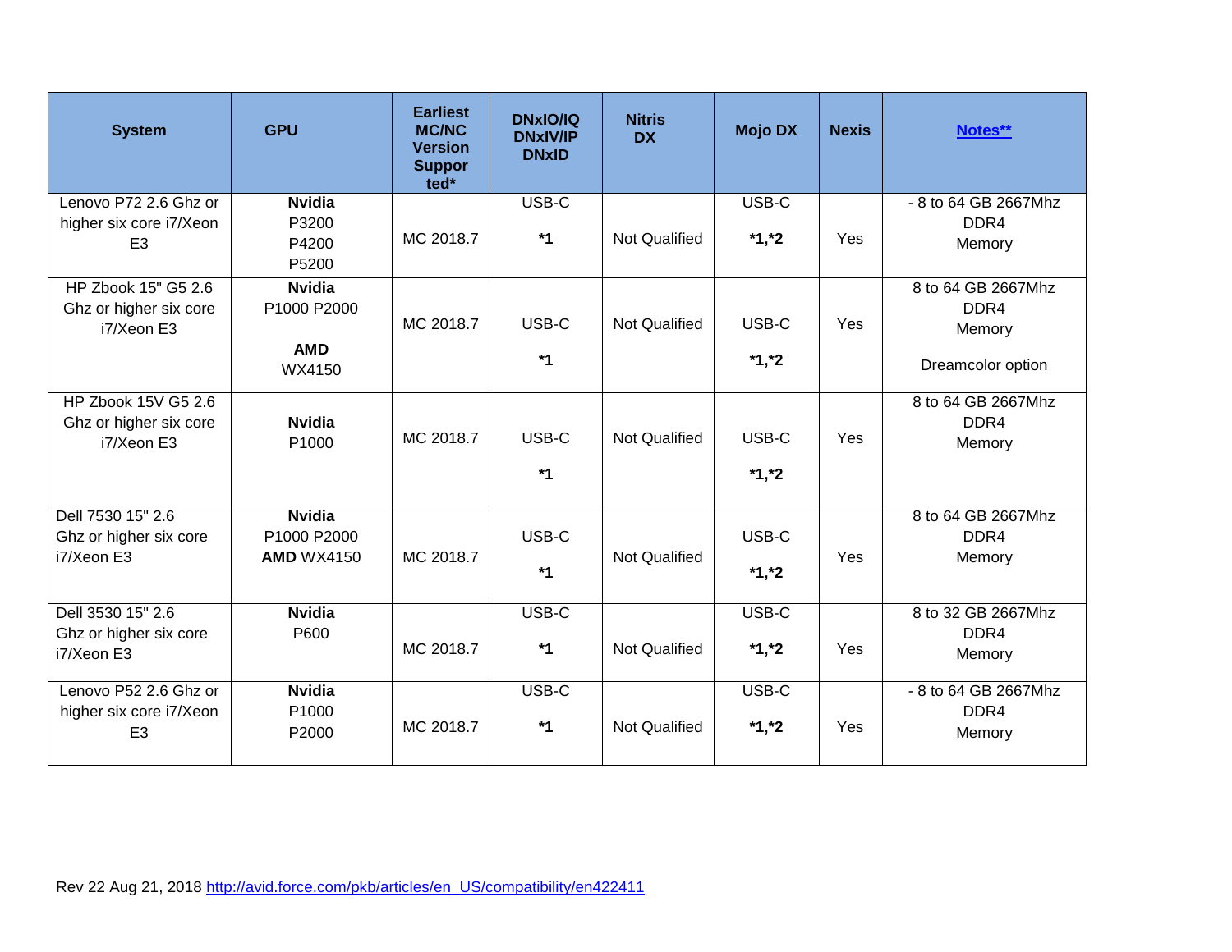| System | GPU | Earliest MC/NC Version Supported* | DNxIO/IQ DNxIV/IP DNxID | Nitris DX | Mojo DX | Nexis | Notes** |
|---|---|---|---|---|---|---|---|
| Lenovo P72 2.6 Ghz or higher six core i7/Xeon E3 | **Nvidia** P3200 P4200 P5200 | MC 2018.7 | USB-C **\*1** | Not Qualified | USB-C **\*1,\*2** | Yes | - 8 to 64 GB 2667Mhz DDR4 Memory |
| HP Zbook 15" G5 2.6 Ghz or higher six core i7/Xeon E3 | **Nvidia** P1000 P2000 **AMD** WX4150 | MC 2018.7 | USB-C **\*1** | Not Qualified | USB-C **\*1,\*2** | Yes | 8 to 64 GB 2667Mhz DDR4 Memory Dreamcolor option |
| HP Zbook 15V G5 2.6 Ghz or higher six core i7/Xeon E3 | **Nvidia** P1000 | MC 2018.7 | USB-C **\*1** | Not Qualified | USB-C **\*1,\*2** | Yes | 8 to 64 GB 2667Mhz DDR4 Memory |
| Dell 7530 15" 2.6 Ghz or higher six core i7/Xeon E3 | **Nvidia** P1000 P2000 **AMD** WX4150 | MC 2018.7 | USB-C **\*1** | Not Qualified | USB-C **\*1,\*2** | Yes | 8 to 64 GB 2667Mhz DDR4 Memory |
| Dell 3530 15" 2.6 Ghz or higher six core i7/Xeon E3 | **Nvidia** P600 | MC 2018.7 | USB-C **\*1** | Not Qualified | USB-C **\*1,\*2** | Yes | 8 to 32 GB 2667Mhz DDR4 Memory |
| Lenovo P52 2.6 Ghz or higher six core i7/Xeon E3 | **Nvidia** P1000 P2000 | MC 2018.7 | USB-C **\*1** | Not Qualified | USB-C **\*1,\*2** | Yes | - 8 to 64 GB 2667Mhz DDR4 Memory |

Rev 22 Aug 21, 2018 http://avid.force.com/pkb/articles/en_US/compatibility/en422411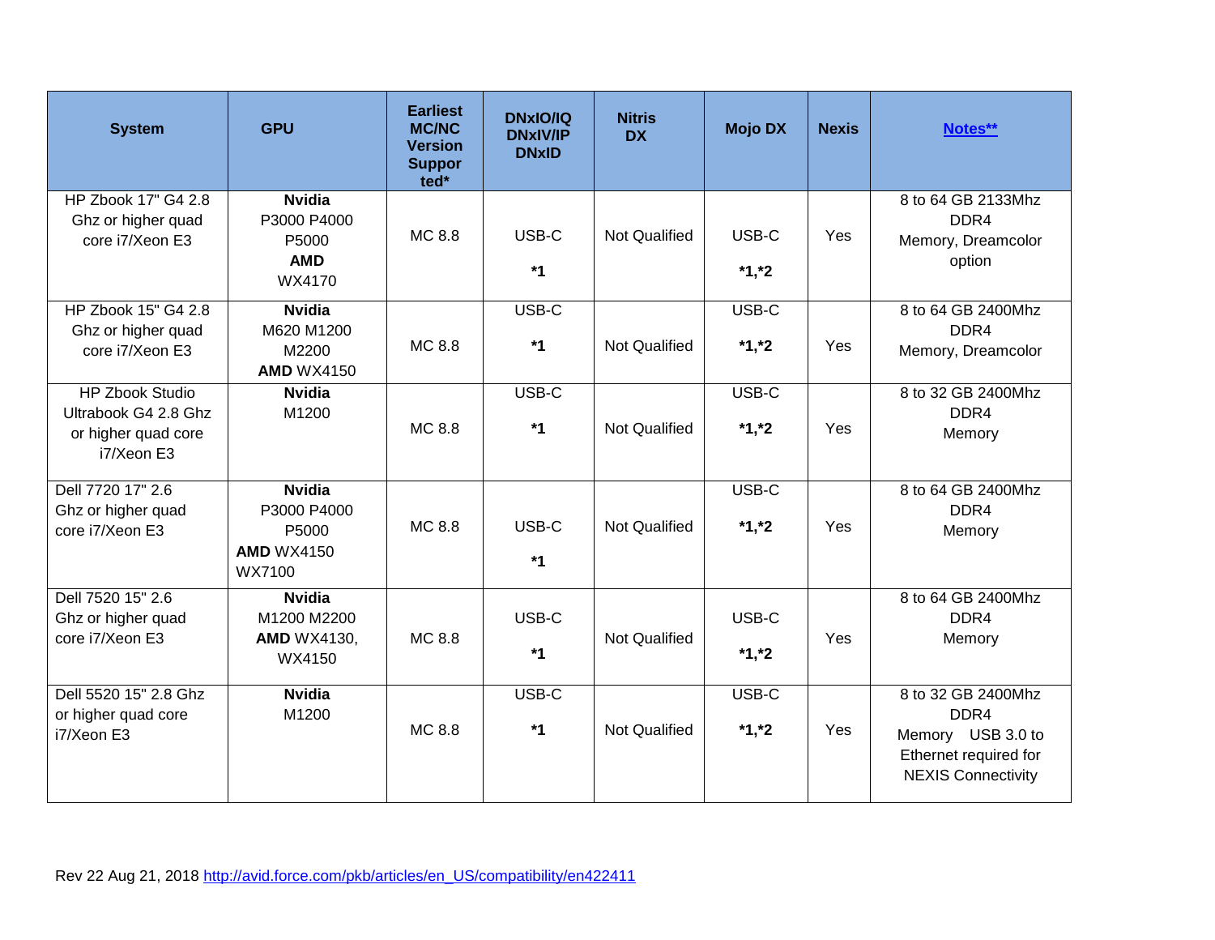| System | GPU | Earliest MC/NC Version Supported* | DNxIO/IQ DNxIV/IP DNxID | Nitris DX | Mojo DX | Nexis | [Notes**]() |
|---|---|---|---|---|---|---|---|
| HP Zbook 17" G4 2.8 Ghz or higher quad core i7/Xeon E3 | **Nvidia** P3000 P4000 P5000 **AMD** WX4170 | MC 8.8 | USB-C **\*1** | Not Qualified | USB-C **\*1,\*2** | Yes | 8 to 64 GB 2133Mhz DDR4 Memory, Dreamcolor option |
| HP Zbook 15" G4 2.8 Ghz or higher quad core i7/Xeon E3 | **Nvidia** M620 M1200 M2200 **AMD** WX4150 | MC 8.8 | USB-C **\*1** | Not Qualified | USB-C **\*1,\*2** | Yes | 8 to 64 GB 2400Mhz DDR4 Memory, Dreamcolor |
| HP Zbook Studio Ultrabook G4 2.8 Ghz or higher quad core i7/Xeon E3 | **Nvidia** M1200 | MC 8.8 | USB-C **\*1** | Not Qualified | USB-C **\*1,\*2** | Yes | 8 to 32 GB 2400Mhz DDR4 Memory |
| Dell 7720 17" 2.6 Ghz or higher quad core i7/Xeon E3 | **Nvidia** P3000 P4000 P5000 **AMD** WX4150 WX7100 | MC 8.8 | USB-C **\*1** | Not Qualified | USB-C **\*1,\*2** | Yes | 8 to 64 GB 2400Mhz DDR4 Memory |
| Dell 7520 15" 2.6 Ghz or higher quad core i7/Xeon E3 | **Nvidia** M1200 M2200 **AMD** WX4130, WX4150 | MC 8.8 | USB-C **\*1** | Not Qualified | USB-C **\*1,\*2** | Yes | 8 to 64 GB 2400Mhz DDR4 Memory |
| Dell 5520 15" 2.8 Ghz or higher quad core i7/Xeon E3 | **Nvidia** M1200 | MC 8.8 | USB-C **\*1** | Not Qualified | USB-C **\*1,\*2** | Yes | 8 to 32 GB 2400Mhz DDR4 Memory USB 3.0 to Ethernet required for NEXIS Connectivity |

Rev 22 Aug 21, 2018 [http://avid.force.com/pkb/articles/en_US/compatibility/en422411](http://avid.force.com/pkb/articles/en_US/compatibility/en422411)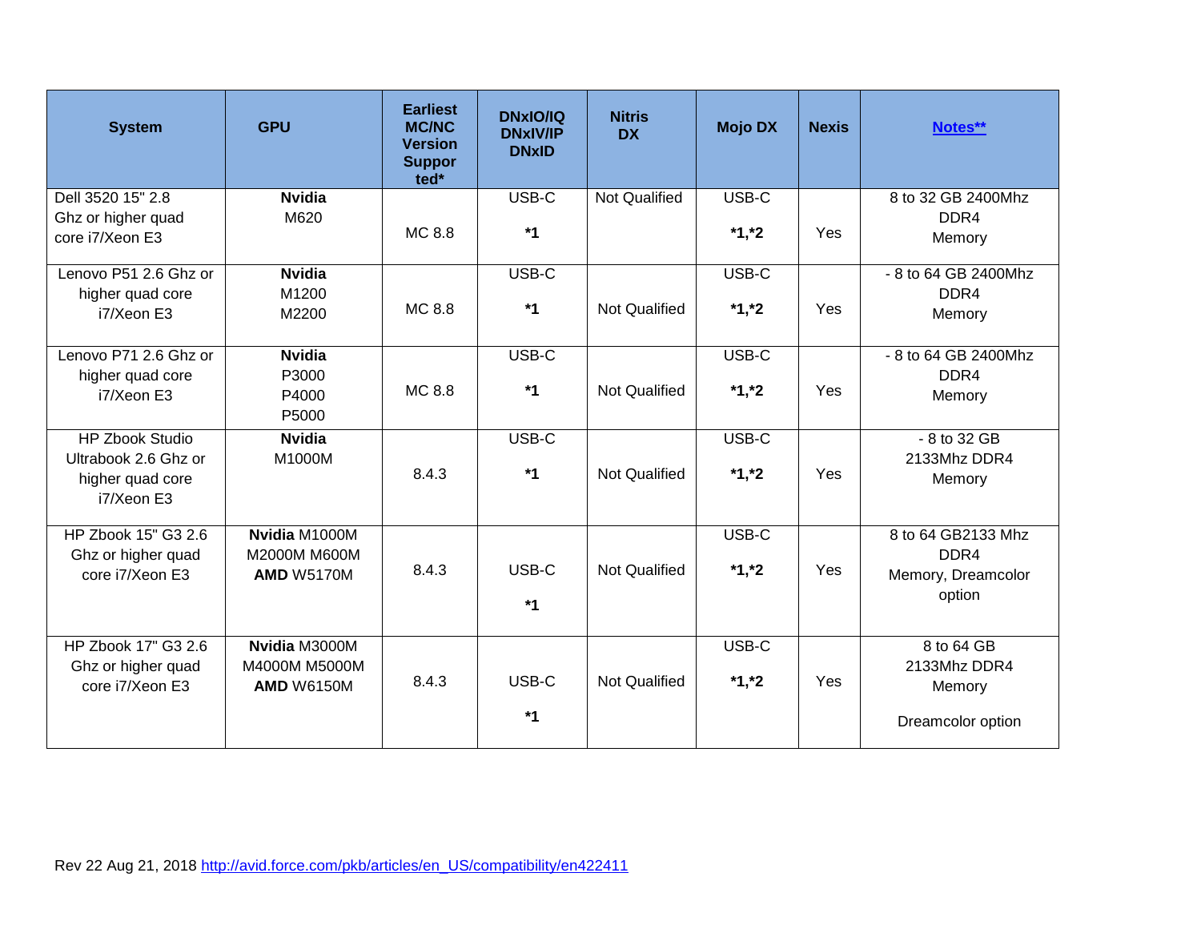| System | GPU | Earliest MC/NC Version Supported* | DNxIO/IQ DNxIV/IP DNxID | Nitris DX | Mojo DX | Nexis | Notes** |
|---|---|---|---|---|---|---|---|
| Dell 3520 15" 2.8 Ghz or higher quad core i7/Xeon E3 | **Nvidia** M620 | MC 8.8 | USB-C **\*1** | Not Qualified | USB-C **\*1,\*2** | Yes | 8 to 32 GB 2400Mhz DDR4 Memory |
| Lenovo P51 2.6 Ghz or higher quad core i7/Xeon E3 | **Nvidia** M1200 M2200 | MC 8.8 | USB-C **\*1** | Not Qualified | USB-C **\*1,\*2** | Yes | - 8 to 64 GB 2400Mhz DDR4 Memory |
| Lenovo P71 2.6 Ghz or higher quad core i7/Xeon E3 | **Nvidia** P3000 P4000 P5000 | MC 8.8 | USB-C **\*1** | Not Qualified | USB-C **\*1,\*2** | Yes | - 8 to 64 GB 2400Mhz DDR4 Memory |
| HP Zbook Studio Ultrabook 2.6 Ghz or higher quad core i7/Xeon E3 | **Nvidia** M1000M | 8.4.3 | USB-C **\*1** | Not Qualified | USB-C **\*1,\*2** | Yes | - 8 to 32 GB 2133Mhz DDR4 Memory |
| HP Zbook 15" G3 2.6 Ghz or higher quad core i7/Xeon E3 | **Nvidia** M1000M M2000M M600M **AMD** W5170M | 8.4.3 | USB-C **\*1** | Not Qualified | USB-C **\*1,\*2** | Yes | 8 to 64 GB2133 Mhz DDR4 Memory, Dreamcolor option |
| HP Zbook 17" G3 2.6 Ghz or higher quad core i7/Xeon E3 | **Nvidia** M3000M M4000M M5000M **AMD** W6150M | 8.4.3 | USB-C **\*1** | Not Qualified | USB-C **\*1,\*2** | Yes | 8 to 64 GB 2133Mhz DDR4 Memory<br><br>Dreamcolor option |

Rev 22 Aug 21, 2018 http://avid.force.com/pkb/articles/en_US/compatibility/en422411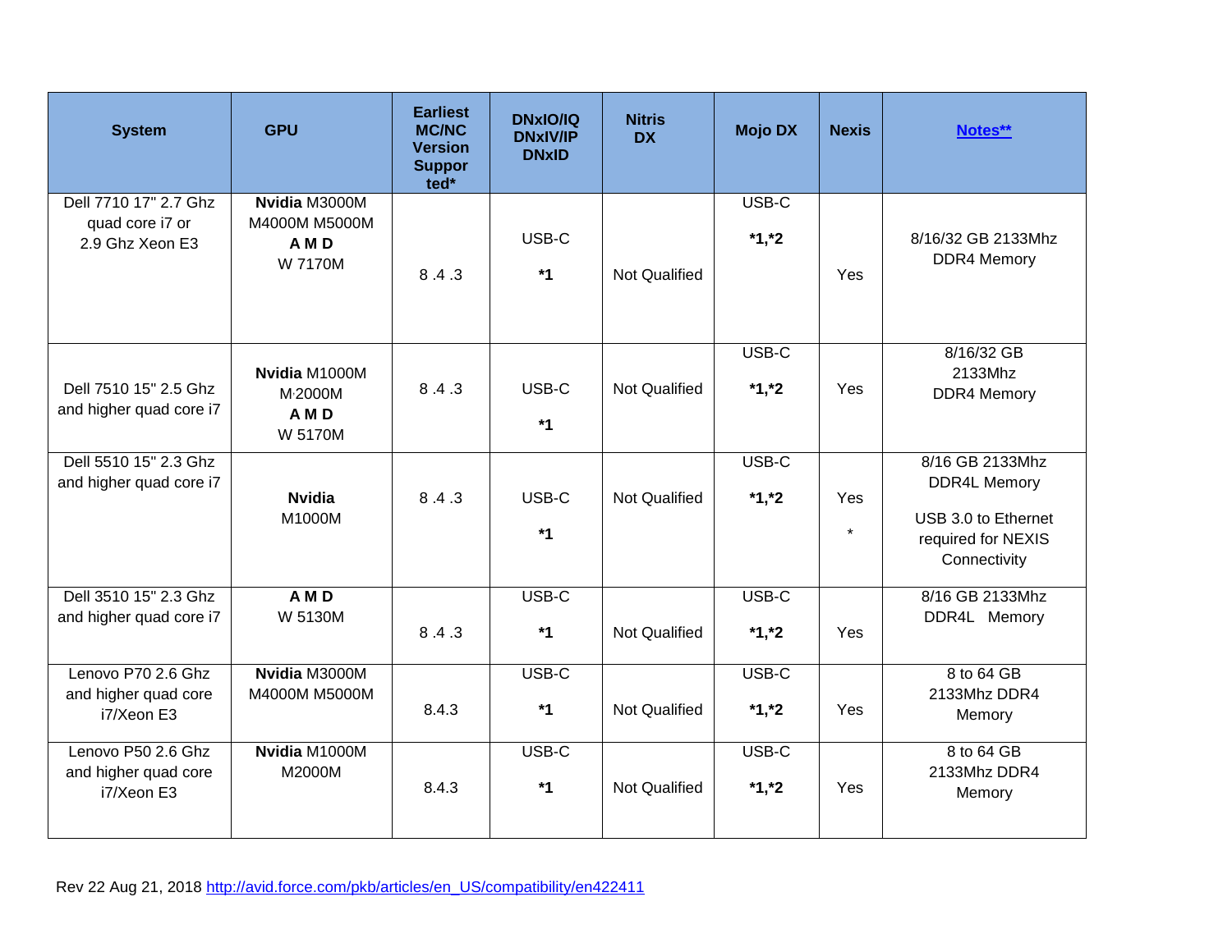| System | GPU | Earliest MC/NC Version Supported* | DNxIO/IQ DNxIV/IP DNxID | Nitris DX | Mojo DX | Nexis | [Notes**](#) |
|---|---|---|---|---|---|---|---|
| Dell 7710 17" 2.7 Ghz quad core i7 or 2.9 Ghz Xeon E3 | **Nvidia** M3000M M4000M M5000M **A M D** W 7170M | 8 .4 .3 | USB-C **\*1** | Not Qualified | USB-C **\*1,\*2** | Yes | 8/16/32 GB 2133Mhz DDR4 Memory |
| Dell 7510 15" 2.5 Ghz and higher quad core i7 | **Nvidia** M1000M M2000M **A M D** W 5170M | 8 .4 .3 | USB-C **\*1** | Not Qualified | USB-C **\*1,\*2** | Yes | 8/16/32 GB 2133Mhz DDR4 Memory |
| Dell 5510 15" 2.3 Ghz and higher quad core i7 | **Nvidia** M1000M | 8 .4 .3 | USB-C **\*1** | Not Qualified | USB-C **\*1,\*2** | Yes * | 8/16 GB 2133Mhz DDR4L Memory USB 3.0 to Ethernet required for NEXIS Connectivity |
| Dell 3510 15" 2.3 Ghz and higher quad core i7 | **A M D** W 5130M | 8 .4 .3 | USB-C **\*1** | Not Qualified | USB-C **\*1,\*2** | Yes | 8/16 GB 2133Mhz DDR4L Memory |
| Lenovo P70 2.6 Ghz and higher quad core i7/Xeon E3 | **Nvidia** M3000M M4000M M5000M | 8.4.3 | USB-C **\*1** | Not Qualified | USB-C **\*1,\*2** | Yes | 8 to 64 GB 2133Mhz DDR4 Memory |
| Lenovo P50 2.6 Ghz and higher quad core i7/Xeon E3 | **Nvidia** M1000M M2000M | 8.4.3 | USB-C **\*1** | Not Qualified | USB-C **\*1,\*2** | Yes | 8 to 64 GB 2133Mhz DDR4 Memory |

Rev 22 Aug 21, 2018 [http://avid.force.com/pkb/articles/en_US/compatibility/en422411](http://avid.force.com/pkb/articles/en_US/compatibility/en422411)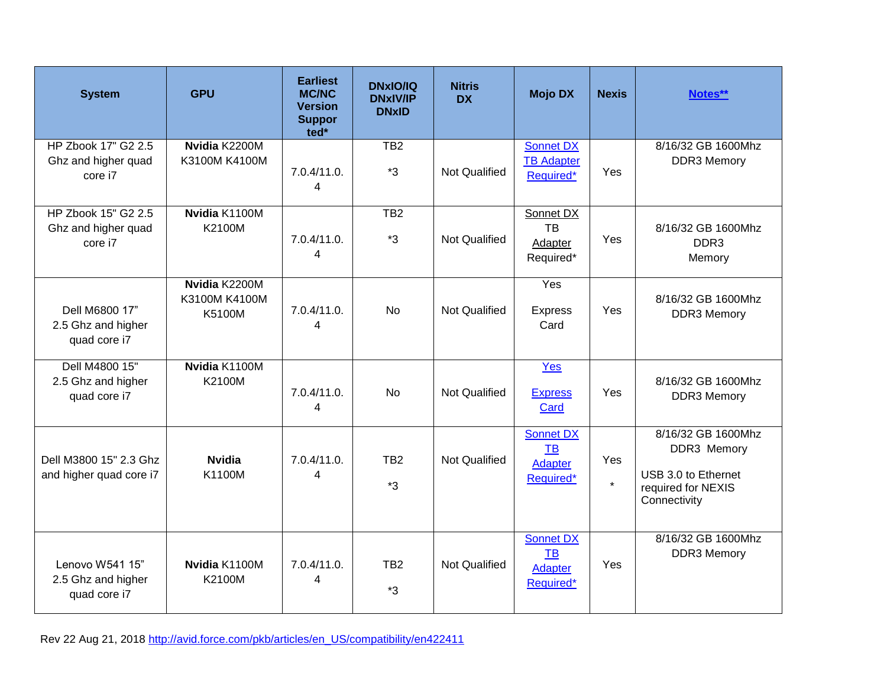| System | GPU | Earliest MC/NC Version Supported* | DNxIO/IQ DNxIV/IP DNxID | Nitris DX | Mojo DX | Nexis | Notes** |
|---|---|---|---|---|---|---|---|
| HP Zbook 17" G2 2.5 Ghz and higher quad core i7 | **Nvidia** K2200M K3100M K4100M | 7.0.4/11.0.4 | TB2 *3 | Not Qualified | Sonnet DX TB Adapter Required* | Yes | 8/16/32 GB 1600Mhz DDR3 Memory |
| HP Zbook 15" G2 2.5 Ghz and higher quad core i7 | **Nvidia** K1100M K2100M | 7.0.4/11.0.4 | TB2 *3 | Not Qualified | Sonnet DX TB Adapter Required* | Yes | 8/16/32 GB 1600Mhz DDR3 Memory |
| Dell M6800 17" 2.5 Ghz and higher quad core i7 | **Nvidia** K2200M K3100M K4100M K5100M | 7.0.4/11.0.4 | No | Not Qualified | Yes Express Card | Yes | 8/16/32 GB 1600Mhz DDR3 Memory |
| Dell M4800 15" 2.5 Ghz and higher quad core i7 | **Nvidia** K1100M K2100M | 7.0.4/11.0.4 | No | Not Qualified | Yes Express Card | Yes | 8/16/32 GB 1600Mhz DDR3 Memory |
| Dell M3800 15" 2.3 Ghz and higher quad core i7 | **Nvidia** K1100M | 7.0.4/11.0.4 | TB2 *3 | Not Qualified | Sonnet DX TB Adapter Required* | Yes * | 8/16/32 GB 1600Mhz DDR3 Memory<br>USB 3.0 to Ethernet required for NEXIS Connectivity |
| Lenovo W541 15" 2.5 Ghz and higher quad core i7 | **Nvidia** K1100M K2100M | 7.0.4/11.0.4 | TB2 *3 | Not Qualified | Sonnet DX TB Adapter Required* | Yes | 8/16/32 GB 1600Mhz DDR3 Memory |

Rev 22 Aug 21, 2018 http://avid.force.com/pkb/articles/en_US/compatibility/en422411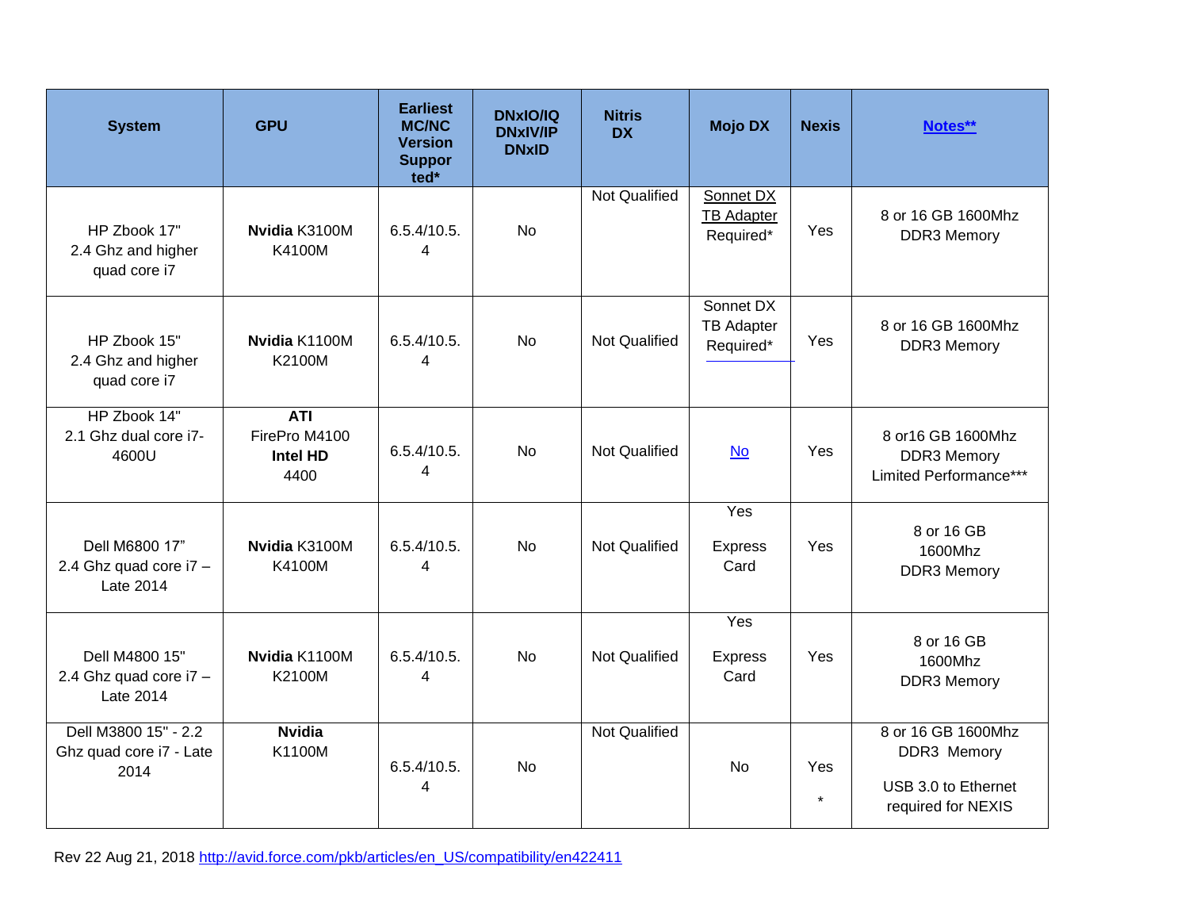| System | GPU | Earliest MC/NC Version Supported* | DNxIO/IQ DNxIV/IP DNxID | Nitris DX | Mojo DX | Nexis | Notes** |
|---|---|---|---|---|---|---|---|
| HP Zbook 17" 2.4 Ghz and higher quad core i7 | **Nvidia** K3100M K4100M | 6.5.4/10.5.4 | No | Not Qualified | Sonnet DX TB Adapter Required* | Yes | 8 or 16 GB 1600Mhz DDR3 Memory |
| HP Zbook 15" 2.4 Ghz and higher quad core i7 | **Nvidia** K1100M K2100M | 6.5.4/10.5.4 | No | Not Qualified | Sonnet DX TB Adapter Required* | Yes | 8 or 16 GB 1600Mhz DDR3 Memory |
| HP Zbook 14" 2.1 Ghz dual core i7-4600U | **ATI** FirePro M4100 **Intel HD** 4400 | 6.5.4/10.5.4 | No | Not Qualified | No | Yes | 8 or16 GB 1600Mhz DDR3 Memory Limited Performance*** |
| Dell M6800 17" 2.4 Ghz quad core i7 – Late 2014 | **Nvidia** K3100M K4100M | 6.5.4/10.5.4 | No | Not Qualified | Yes Express Card | Yes | 8 or 16 GB 1600Mhz DDR3 Memory |
| Dell M4800 15" 2.4 Ghz quad core i7 – Late 2014 | **Nvidia** K1100M K2100M | 6.5.4/10.5.4 | No | Not Qualified | Yes Express Card | Yes | 8 or 16 GB 1600Mhz DDR3 Memory |
| Dell M3800 15" - 2.2 Ghz quad core i7 - Late 2014 | **Nvidia** K1100M | 6.5.4/10.5.4 | No | Not Qualified | No | Yes * | 8 or 16 GB 1600Mhz DDR3 Memory USB 3.0 to Ethernet required for NEXIS |

Rev 22 Aug 21, 2018 http://avid.force.com/pkb/articles/en_US/compatibility/en422411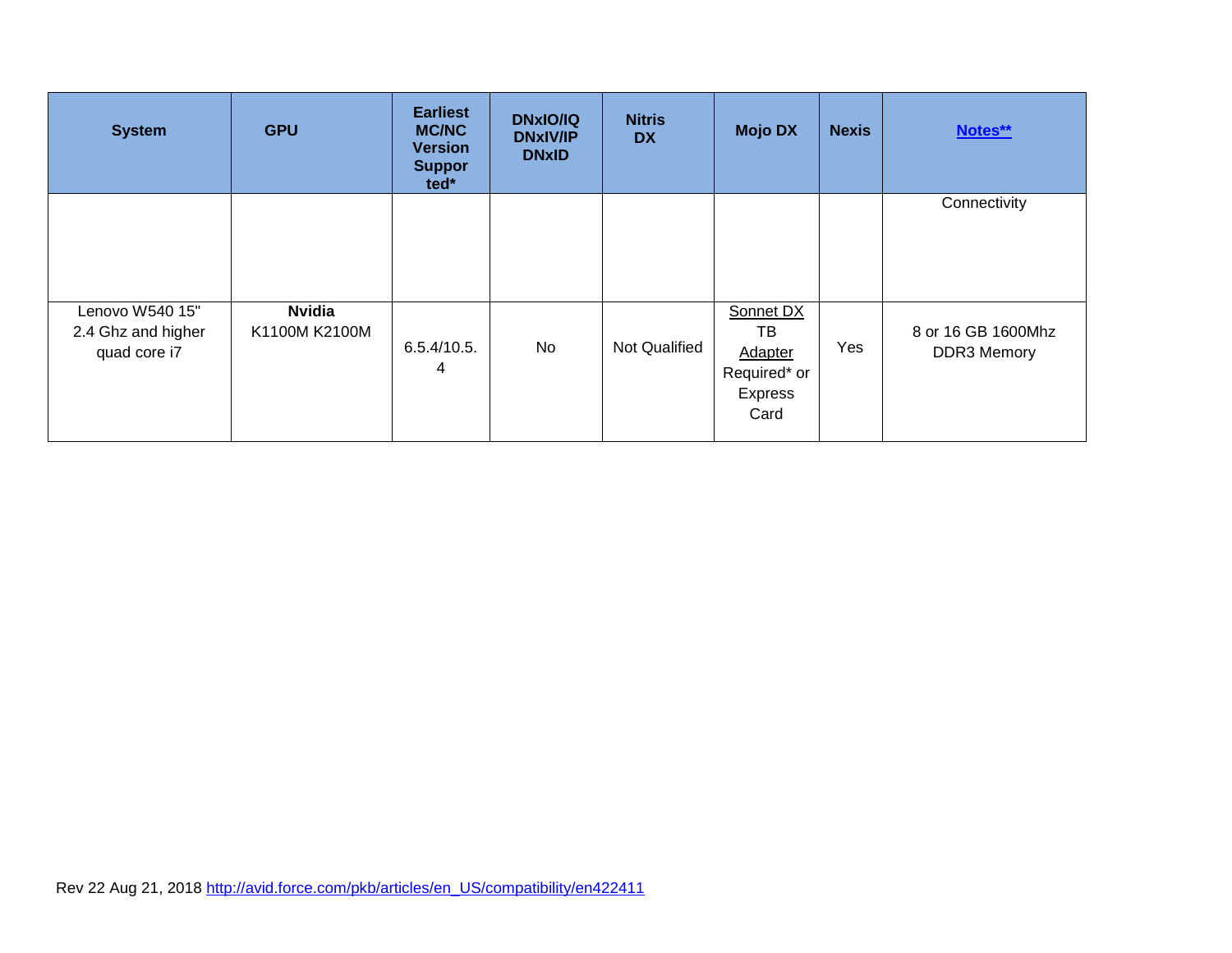| System | GPU | Earliest MC/NC Version Supported* | DNxIO/IQ DNxIV/IP DNxID | Nitris DX | Mojo DX | Nexis | Notes** |
|---|---|---|---|---|---|---|---|
| | | | | | | | Connectivity |
| Lenovo W540 15" 2.4 Ghz and higher quad core i7 | **Nvidia** K1100M K2100M | 6.5.4/10.5.4 | No | Not Qualified | Sonnet DX TB Adapter Required* or Express Card | Yes | 8 or 16 GB 1600Mhz DDR3 Memory |

Rev 22 Aug 21, 2018 http://avid.force.com/pkb/articles/en_US/compatibility/en422411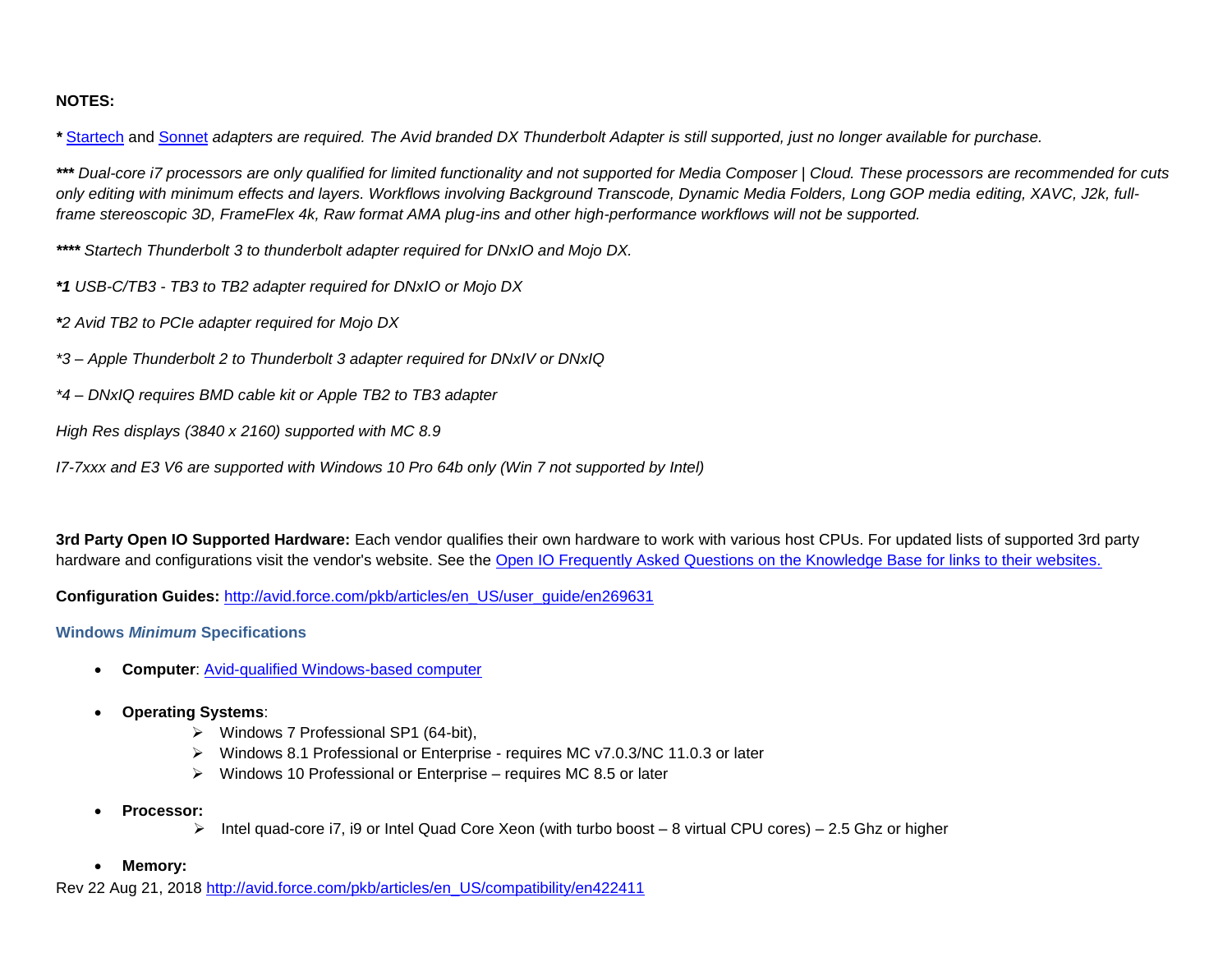**NOTES:**

***** [Startech](#) and [Sonnet](#) *adapters are required. The Avid branded DX Thunderbolt Adapter is still supported, just no longer available for purchase.*

***\*\*\**** *Dual-core i7 processors are only qualified for limited functionality and not supported for Media Composer | Cloud. These processors are recommended for cuts only editing with minimum effects and layers. Workflows involving Background Transcode, Dynamic Media Folders, Long GOP media editing, XAVC, J2k, full-frame stereoscopic 3D, FrameFlex 4k, Raw format AMA plug-ins and other high-performance workflows will not be supported.*

***\*\*\*\**** *Startech Thunderbolt 3 to thunderbolt adapter required for DNxIO and Mojo DX.*

***\*1*** *USB-C/TB3 - TB3 to TB2 adapter required for DNxIO or Mojo DX*

***\**** *2 Avid TB2 to PCIe adapter required for Mojo DX*

*\*3 – Apple Thunderbolt 2 to Thunderbolt 3 adapter required for DNxIV or DNxIQ*

*\*4 – DNxIQ requires BMD cable kit or Apple TB2 to TB3 adapter*

*High Res displays (3840 x 2160) supported with MC 8.9*

*I7-7xxx and E3 V6 are supported with Windows 10 Pro 64b only (Win 7 not supported by Intel)*

**3rd Party Open IO Supported Hardware:** Each vendor qualifies their own hardware to work with various host CPUs. For updated lists of supported 3rd party hardware and configurations visit the vendor's website. See the [Open IO Frequently Asked Questions on the Knowledge Base for links to their websites.](#)

**Configuration Guides:** [http://avid.force.com/pkb/articles/en_US/user_guide/en269631](http://avid.force.com/pkb/articles/en_US/user_guide/en269631)

### Windows *Minimum* Specifications

- **Computer**: [Avid-qualified Windows-based computer](#)
- **Operating Systems**:
  - Windows 7 Professional SP1 (64-bit),
  - Windows 8.1 Professional or Enterprise - requires MC v7.0.3/NC 11.0.3 or later
  - Windows 10 Professional or Enterprise – requires MC 8.5 or later
- **Processor:**
  - Intel quad-core i7, i9 or Intel Quad Core Xeon (with turbo boost – 8 virtual CPU cores) – 2.5 Ghz or higher
- **Memory:**

Rev 22 Aug 21, 2018 [http://avid.force.com/pkb/articles/en_US/compatibility/en422411](http://avid.force.com/pkb/articles/en_US/compatibility/en422411)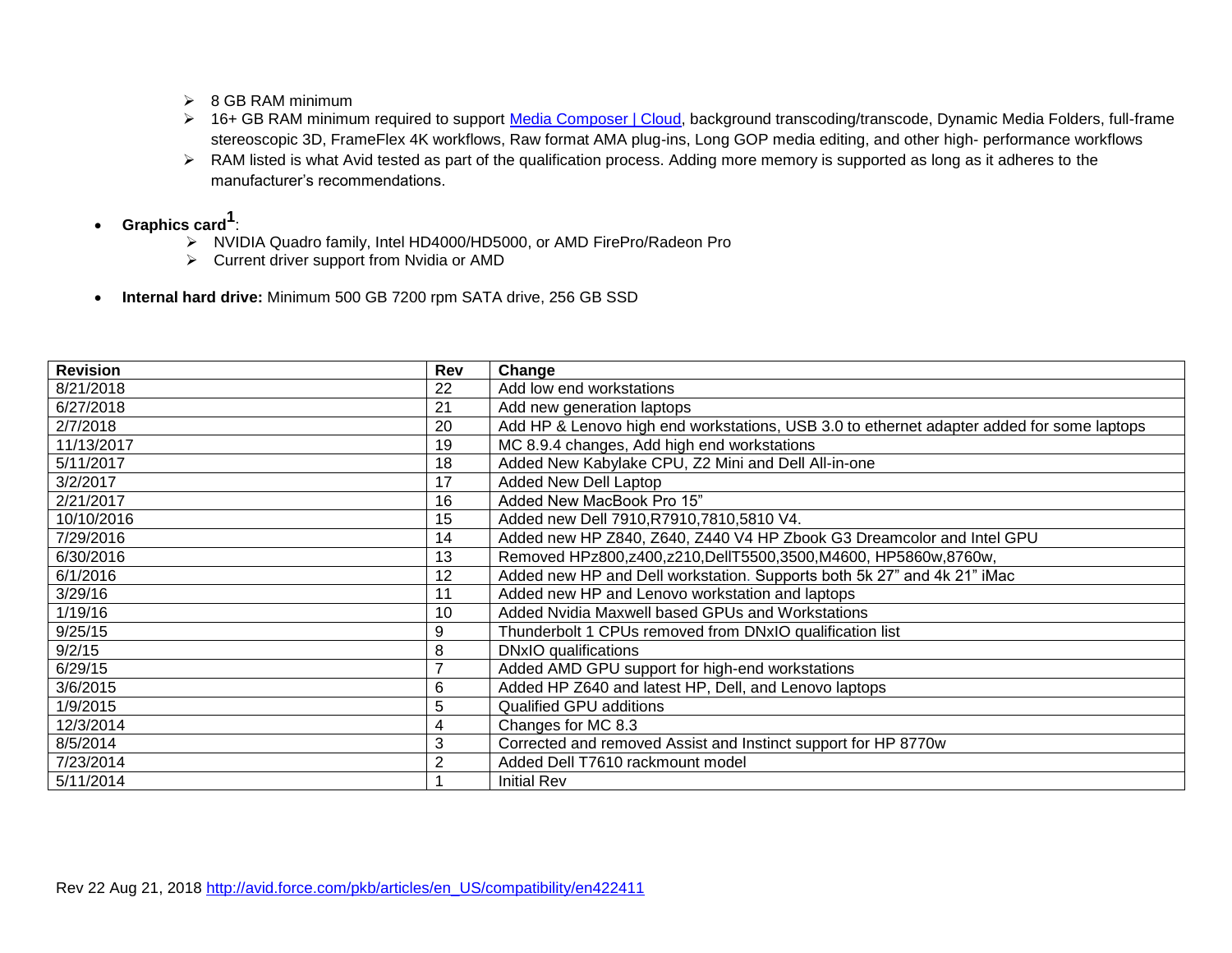- 8 GB RAM minimum
- 16+ GB RAM minimum required to support [Media Composer | Cloud](), background transcoding/transcode, Dynamic Media Folders, full-frame stereoscopic 3D, FrameFlex 4K workflows, Raw format AMA plug-ins, Long GOP media editing, and other high- performance workflows
- RAM listed is what Avid tested as part of the qualification process. Adding more memory is supported as long as it adheres to the manufacturer's recommendations.

- **Graphics card**[1]:
  - NVIDIA Quadro family, Intel HD4000/HD5000, or AMD FirePro/Radeon Pro
  - Current driver support from Nvidia or AMD

- **Internal hard drive:** Minimum 500 GB 7200 rpm SATA drive, 256 GB SSD

| Revision | Rev | Change |
|---|---|---|
| 8/21/2018 | 22 | Add low end workstations |
| 6/27/2018 | 21 | Add new generation laptops |
| 2/7/2018 | 20 | Add HP & Lenovo high end workstations, USB 3.0 to ethernet adapter added for some laptops |
| 11/13/2017 | 19 | MC 8.9.4 changes, Add high end workstations |
| 5/11/2017 | 18 | Added New Kabylake CPU, Z2 Mini and Dell All-in-one |
| 3/2/2017 | 17 | Added New Dell Laptop |
| 2/21/2017 | 16 | Added New MacBook Pro 15" |
| 10/10/2016 | 15 | Added new Dell 7910,R7910,7810,5810 V4. |
| 7/29/2016 | 14 | Added new HP Z840, Z640, Z440 V4 HP Zbook G3 Dreamcolor and Intel GPU |
| 6/30/2016 | 13 | Removed HPz800,z400,z210,DellT5500,3500,M4600, HP5860w,8760w, |
| 6/1/2016 | 12 | Added new HP and Dell workstation. Supports both 5k 27" and 4k 21" iMac |
| 3/29/16 | 11 | Added new HP and Lenovo workstation and laptops |
| 1/19/16 | 10 | Added Nvidia Maxwell based GPUs and Workstations |
| 9/25/15 | 9 | Thunderbolt 1 CPUs removed from DNxIO qualification list |
| 9/2/15 | 8 | DNxIO qualifications |
| 6/29/15 | 7 | Added AMD GPU support for high-end workstations |
| 3/6/2015 | 6 | Added HP Z640 and latest HP, Dell, and Lenovo laptops |
| 1/9/2015 | 5 | Qualified GPU additions |
| 12/3/2014 | 4 | Changes for MC 8.3 |
| 8/5/2014 | 3 | Corrected and removed Assist and Instinct support for HP 8770w |
| 7/23/2014 | 2 | Added Dell T7610 rackmount model |
| 5/11/2014 | 1 | Initial Rev |

Rev 22 Aug 21, 2018 [http://avid.force.com/pkb/articles/en_US/compatibility/en422411](http://avid.force.com/pkb/articles/en_US/compatibility/en422411)